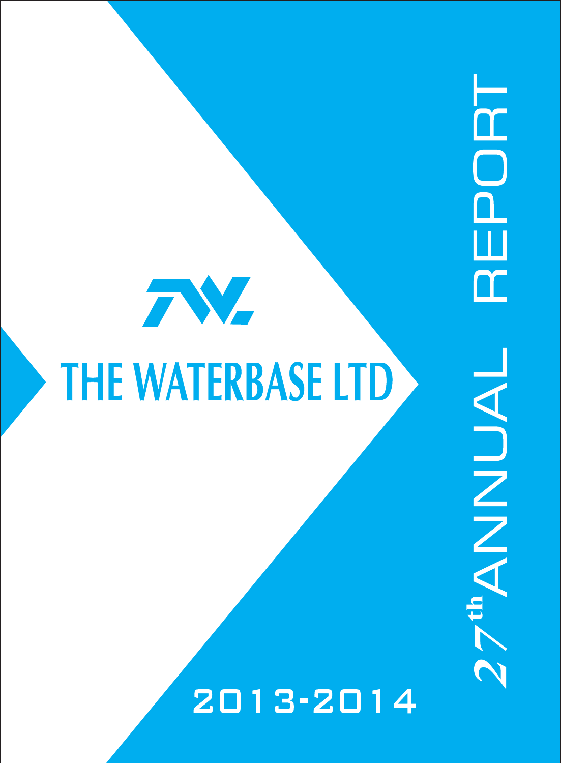# THE WATERBASE LTD

## 27th ANNUAL REPORT

2013-2014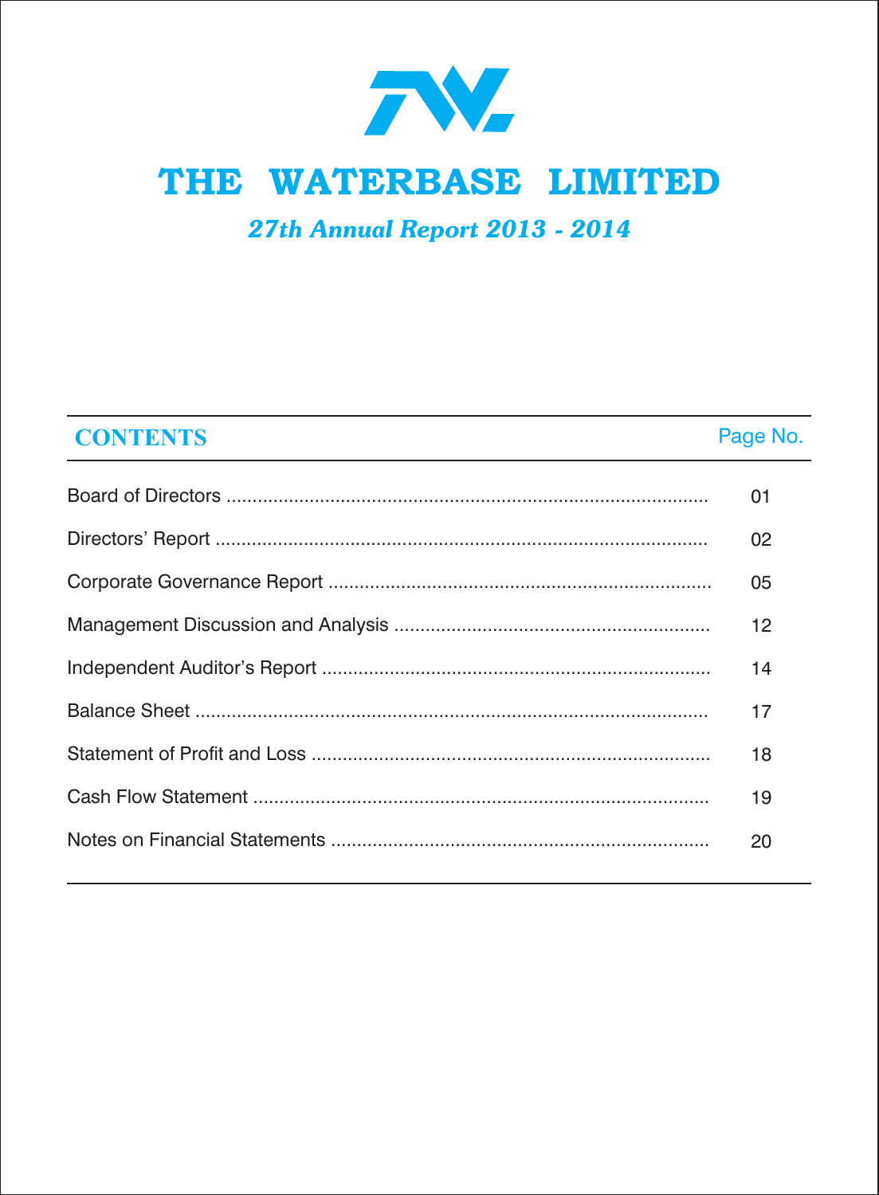# THE WATERBASE LIMITED

*27th Annual Report 2013 - 2014*

## CONTENTS

| | Page No. |
|---|---|
| Board of Directors | 01 |
| Directors' Report | 02 |
| Corporate Governance Report | 05 |
| Management Discussion and Analysis | 12 |
| Independent Auditor's Report | 14 |
| Balance Sheet | 17 |
| Statement of Profit and Loss | 18 |
| Cash Flow Statement | 19 |
| Notes on Financial Statements | 20 |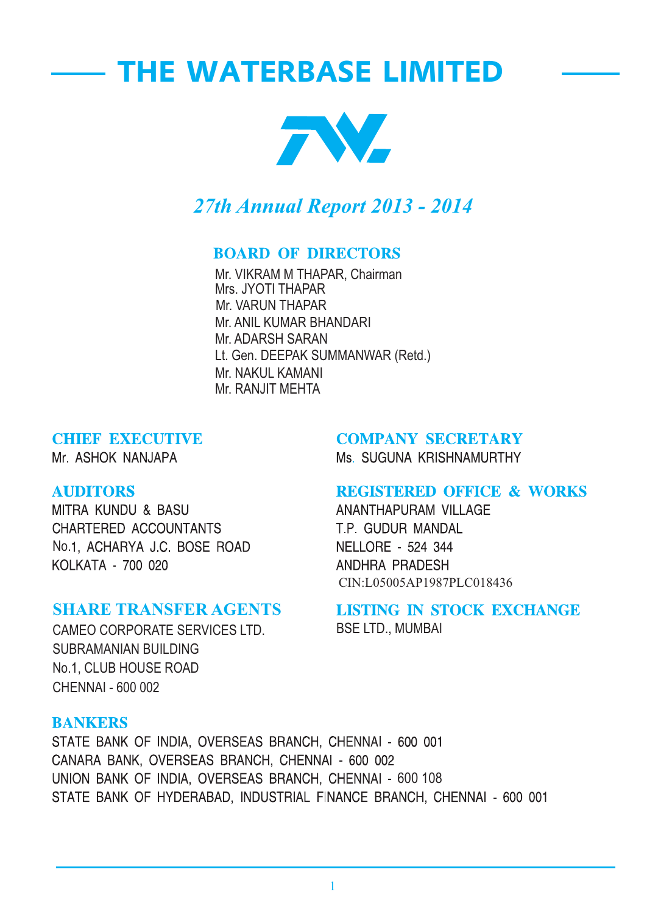# THE WATERBASE LIMITED

*27th Annual Report 2013 - 2014*

## BOARD OF DIRECTORS

Mr. VIKRAM M THAPAR, Chairman
Mrs. JYOTI THAPAR
Mr. VARUN THAPAR
Mr. ANIL KUMAR BHANDARI
Mr. ADARSH SARAN
Lt. Gen. DEEPAK SUMMANWAR (Retd.)
Mr. NAKUL KAMANI
Mr. RANJIT MEHTA

## CHIEF EXECUTIVE

Mr. ASHOK NANJAPA

## COMPANY SECRETARY

Ms. SUGUNA KRISHNAMURTHY

## AUDITORS

MITRA KUNDU & BASU
CHARTERED ACCOUNTANTS
No.1, ACHARYA J.C. BOSE ROAD
KOLKATA - 700 020

## REGISTERED OFFICE & WORKS

ANANTHAPURAM VILLAGE
T.P. GUDUR MANDAL
NELLORE - 524 344
ANDHRA PRADESH
CIN:L05005AP1987PLC018436

## SHARE TRANSFER AGENTS

CAMEO CORPORATE SERVICES LTD.
SUBRAMANIAN BUILDING
No.1, CLUB HOUSE ROAD
CHENNAI - 600 002

## LISTING IN STOCK EXCHANGE

BSE LTD., MUMBAI

## BANKERS

STATE BANK OF INDIA, OVERSEAS BRANCH, CHENNAI - 600 001
CANARA BANK, OVERSEAS BRANCH, CHENNAI - 600 002
UNION BANK OF INDIA, OVERSEAS BRANCH, CHENNAI - 600 108
STATE BANK OF HYDERABAD, INDUSTRIAL FINANCE BRANCH, CHENNAI - 600 001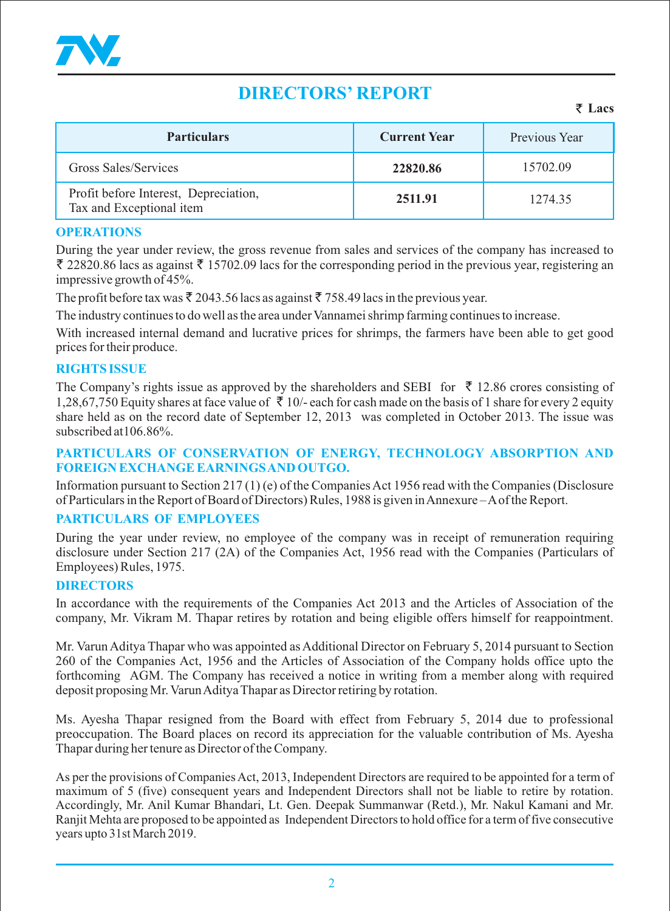# DIRECTORS' REPORT

₹ **Lacs**

| Particulars | Current Year | Previous Year |
|---|---|---|
| Gross Sales/Services | **22820.86** | 15702.09 |
| Profit before Interest, Depreciation, Tax and Exceptional item | **2511.91** | 1274.35 |

## OPERATIONS

During the year under review, the gross revenue from sales and services of the company has increased to ₹ 22820.86 lacs as against ₹ 15702.09 lacs for the corresponding period in the previous year, registering an impressive growth of 45%.

The profit before tax was ₹ 2043.56 lacs as against ₹ 758.49 lacs in the previous year.

The industry continues to do well as the area under Vannamei shrimp farming continues to increase.

With increased internal demand and lucrative prices for shrimps, the farmers have been able to get good prices for their produce.

## RIGHTS ISSUE

The Company's rights issue as approved by the shareholders and SEBI for ₹ 12.86 crores consisting of 1,28,67,750 Equity shares at face value of ₹ 10/- each for cash made on the basis of 1 share for every 2 equity share held as on the record date of September 12, 2013 was completed in October 2013. The issue was subscribed at106.86%.

## PARTICULARS OF CONSERVATION OF ENERGY, TECHNOLOGY ABSORPTION AND FOREIGN EXCHANGE EARNINGS AND OUTGO.

Information pursuant to Section 217 (1) (e) of the Companies Act 1956 read with the Companies (Disclosure of Particulars in the Report of Board of Directors) Rules, 1988 is given in Annexure – A of the Report.

## PARTICULARS OF EMPLOYEES

During the year under review, no employee of the company was in receipt of remuneration requiring disclosure under Section 217 (2A) of the Companies Act, 1956 read with the Companies (Particulars of Employees) Rules, 1975.

## DIRECTORS

In accordance with the requirements of the Companies Act 2013 and the Articles of Association of the company, Mr. Vikram M. Thapar retires by rotation and being eligible offers himself for reappointment.

Mr. Varun Aditya Thapar who was appointed as Additional Director on February 5, 2014 pursuant to Section 260 of the Companies Act, 1956 and the Articles of Association of the Company holds office upto the forthcoming AGM. The Company has received a notice in writing from a member along with required deposit proposing Mr. Varun Aditya Thapar as Director retiring by rotation.

Ms. Ayesha Thapar resigned from the Board with effect from February 5, 2014 due to professional preoccupation. The Board places on record its appreciation for the valuable contribution of Ms. Ayesha Thapar during her tenure as Director of the Company.

As per the provisions of Companies Act, 2013, Independent Directors are required to be appointed for a term of maximum of 5 (five) consequent years and Independent Directors shall not be liable to retire by rotation. Accordingly, Mr. Anil Kumar Bhandari, Lt. Gen. Deepak Summanwar (Retd.), Mr. Nakul Kamani and Mr. Ranjit Mehta are proposed to be appointed as Independent Directors to hold office for a term of five consecutive years upto 31st March 2019.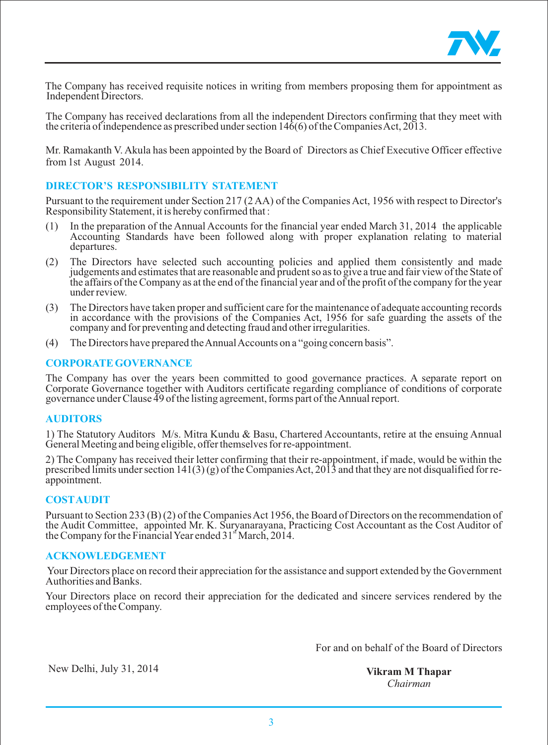The Company has received requisite notices in writing from members proposing them for appointment as Independent Directors.

The Company has received declarations from all the independent Directors confirming that they meet with the criteria of independence as prescribed under section 146(6) of the Companies Act, 2013.

Mr. Ramakanth V. Akula has been appointed by the Board of Directors as Chief Executive Officer effective from 1st August 2014.

## DIRECTOR'S RESPONSIBILITY STATEMENT

Pursuant to the requirement under Section 217 (2 AA) of the Companies Act, 1956 with respect to Director's Responsibility Statement, it is hereby confirmed that :

(1) In the preparation of the Annual Accounts for the financial year ended March 31, 2014 the applicable Accounting Standards have been followed along with proper explanation relating to material departures.

(2) The Directors have selected such accounting policies and applied them consistently and made judgements and estimates that are reasonable and prudent so as to give a true and fair view of the State of the affairs of the Company as at the end of the financial year and of the profit of the company for the year under review.

(3) The Directors have taken proper and sufficient care for the maintenance of adequate accounting records in accordance with the provisions of the Companies Act, 1956 for safe guarding the assets of the company and for preventing and detecting fraud and other irregularities.

(4) The Directors have prepared the Annual Accounts on a "going concern basis".

## CORPORATE GOVERNANCE

The Company has over the years been committed to good governance practices. A separate report on Corporate Governance together with Auditors certificate regarding compliance of conditions of corporate governance under Clause 49 of the listing agreement, forms part of the Annual report.

## AUDITORS

1) The Statutory Auditors M/s. Mitra Kundu & Basu, Chartered Accountants, retire at the ensuing Annual General Meeting and being eligible, offer themselves for re-appointment.

2) The Company has received their letter confirming that their re-appointment, if made, would be within the prescribed limits under section 141(3) (g) of the Companies Act, 2013 and that they are not disqualified for re-appointment.

## COST AUDIT

Pursuant to Section 233 (B) (2) of the Companies Act 1956, the Board of Directors on the recommendation of the Audit Committee, appointed Mr. K. Suryanarayana, Practicing Cost Accountant as the Cost Auditor of the Company for the Financial Year ended 31st March, 2014.

## ACKNOWLEDGEMENT

Your Directors place on record their appreciation for the assistance and support extended by the Government Authorities and Banks.

Your Directors place on record their appreciation for the dedicated and sincere services rendered by the employees of the Company.

For and on behalf of the Board of Directors

New Delhi, July 31, 2014

**Vikram M Thapar**
*Chairman*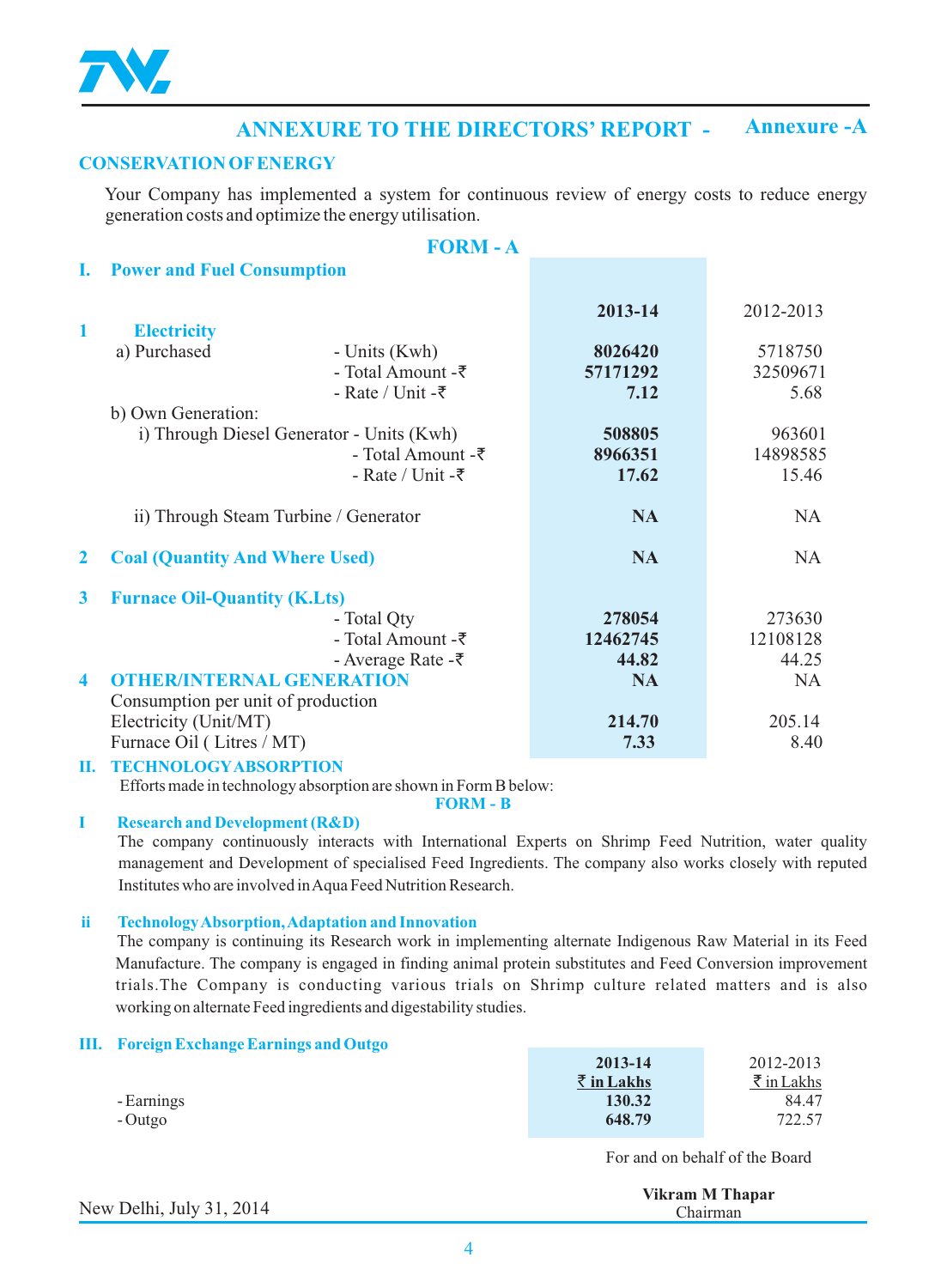## ANNEXURE TO THE DIRECTORS' REPORT - Annexure -A

### CONSERVATION OF ENERGY

Your Company has implemented a system for continuous review of energy costs to reduce energy generation costs and optimize the energy utilisation.

### FORM - A

| I. Power and Fuel Consumption | | 2013-14 | 2012-2013 |
|---|---|---|---|
| **1 Electricity** | | | |
| a) Purchased | - Units (Kwh) | **8026420** | 5718750 |
| | - Total Amount -₹ | **57171292** | 32509671 |
| | - Rate / Unit -₹ | **7.12** | 5.68 |
| b) Own Generation: | | | |
| i) Through Diesel Generator | - Units (Kwh) | **508805** | 963601 |
| | - Total Amount -₹ | **8966351** | 14898585 |
| | - Rate / Unit -₹ | **17.62** | 15.46 |
| ii) Through Steam Turbine / Generator | | **NA** | NA |
| **2 Coal (Quantity And Where Used)** | | **NA** | NA |
| **3 Furnace Oil-Quantity (K.Lts)** | | | |
| | - Total Qty | **278054** | 273630 |
| | - Total Amount -₹ | **12462745** | 12108128 |
| | - Average Rate -₹ | **44.82** | 44.25 |
| **4 OTHER/INTERNAL GENERATION** | | **NA** | NA |
| Consumption per unit of production | | | |
| Electricity (Unit/MT) | | **214.70** | 205.14 |
| Furnace Oil ( Litres / MT) | | **7.33** | 8.40 |

### II. TECHNOLOGY ABSORPTION

Efforts made in technology absorption are shown in Form B below:

### FORM - B

**I Research and Development (R&D)**

The company continuously interacts with International Experts on Shrimp Feed Nutrition, water quality management and Development of specialised Feed Ingredients. The company also works closely with reputed Institutes who are involved in Aqua Feed Nutrition Research.

**ii Technology Absorption, Adaptation and Innovation**

The company is continuing its Research work in implementing alternate Indigenous Raw Material in its Feed Manufacture. The company is engaged in finding animal protein substitutes and Feed Conversion improvement trials.The Company is conducting various trials on Shrimp culture related matters and is also working on alternate Feed ingredients and digestability studies.

### III. Foreign Exchange Earnings and Outgo

| | 2013-14 ₹ in Lakhs | 2012-2013 ₹ in Lakhs |
|---|---|---|
| - Earnings | **130.32** | 84.47 |
| - Outgo | **648.79** | 722.57 |

For and on behalf of the Board

New Delhi, July 31, 2014

**Vikram M Thapar**
Chairman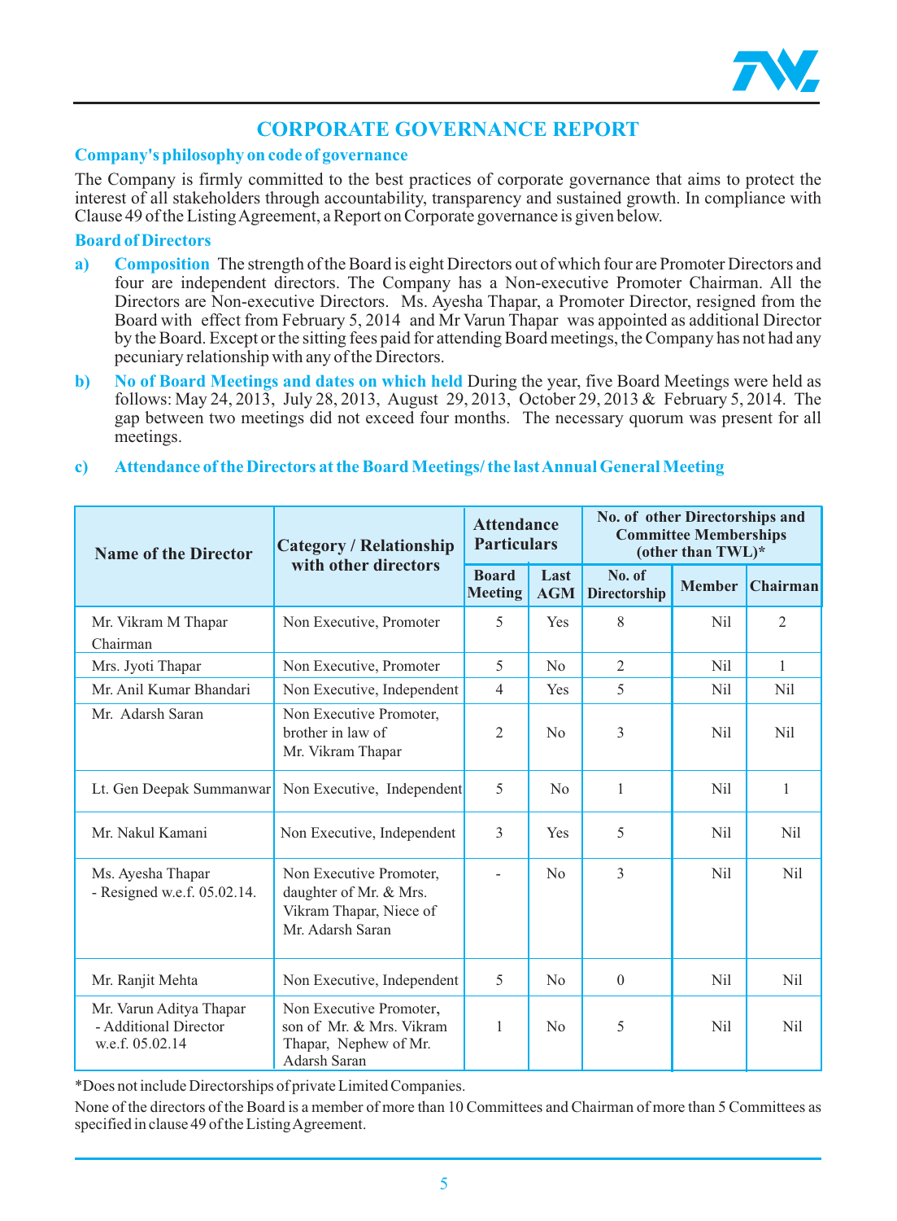# CORPORATE GOVERNANCE REPORT

### Company's philosophy on code of governance

The Company is firmly committed to the best practices of corporate governance that aims to protect the interest of all stakeholders through accountability, transparency and sustained growth. In compliance with Clause 49 of the Listing Agreement, a Report on Corporate governance is given below.

### Board of Directors

**a) Composition** The strength of the Board is eight Directors out of which four are Promoter Directors and four are independent directors. The Company has a Non-executive Promoter Chairman. All the Directors are Non-executive Directors. Ms. Ayesha Thapar, a Promoter Director, resigned from the Board with effect from February 5, 2014 and Mr Varun Thapar was appointed as additional Director by the Board. Except or the sitting fees paid for attending Board meetings, the Company has not had any pecuniary relationship with any of the Directors.

**b) No of Board Meetings and dates on which held** During the year, five Board Meetings were held as follows: May 24, 2013, July 28, 2013, August 29, 2013, October 29, 2013 & February 5, 2014. The gap between two meetings did not exceed four months. The necessary quorum was present for all meetings.

**c) Attendance of the Directors at the Board Meetings/ the last Annual General Meeting**

| Name of the Director | Category / Relationship with other directors | Attendance Particulars | | No. of other Directorships and Committee Memberships (other than TWL)* | | |
|---|---|---|---|---|---|---|
| | | Board Meeting | Last AGM | No. of Directorship | Member | Chairman |
| Mr. Vikram M Thapar Chairman | Non Executive, Promoter | 5 | Yes | 8 | Nil | 2 |
| Mrs. Jyoti Thapar | Non Executive, Promoter | 5 | No | 2 | Nil | 1 |
| Mr. Anil Kumar Bhandari | Non Executive, Independent | 4 | Yes | 5 | Nil | Nil |
| Mr. Adarsh Saran | Non Executive Promoter, brother in law of Mr. Vikram Thapar | 2 | No | 3 | Nil | Nil |
| Lt. Gen Deepak Summanwar | Non Executive, Independent | 5 | No | 1 | Nil | 1 |
| Mr. Nakul Kamani | Non Executive, Independent | 3 | Yes | 5 | Nil | Nil |
| Ms. Ayesha Thapar - Resigned w.e.f. 05.02.14. | Non Executive Promoter, daughter of Mr. & Mrs. Vikram Thapar, Niece of Mr. Adarsh Saran | - | No | 3 | Nil | Nil |
| Mr. Ranjit Mehta | Non Executive, Independent | 5 | No | 0 | Nil | Nil |
| Mr. Varun Aditya Thapar - Additional Director w.e.f. 05.02.14 | Non Executive Promoter, son of Mr. & Mrs. Vikram Thapar, Nephew of Mr. Adarsh Saran | 1 | No | 5 | Nil | Nil |

*Does not include Directorships of private Limited Companies.

None of the directors of the Board is a member of more than 10 Committees and Chairman of more than 5 Committees as specified in clause 49 of the Listing Agreement.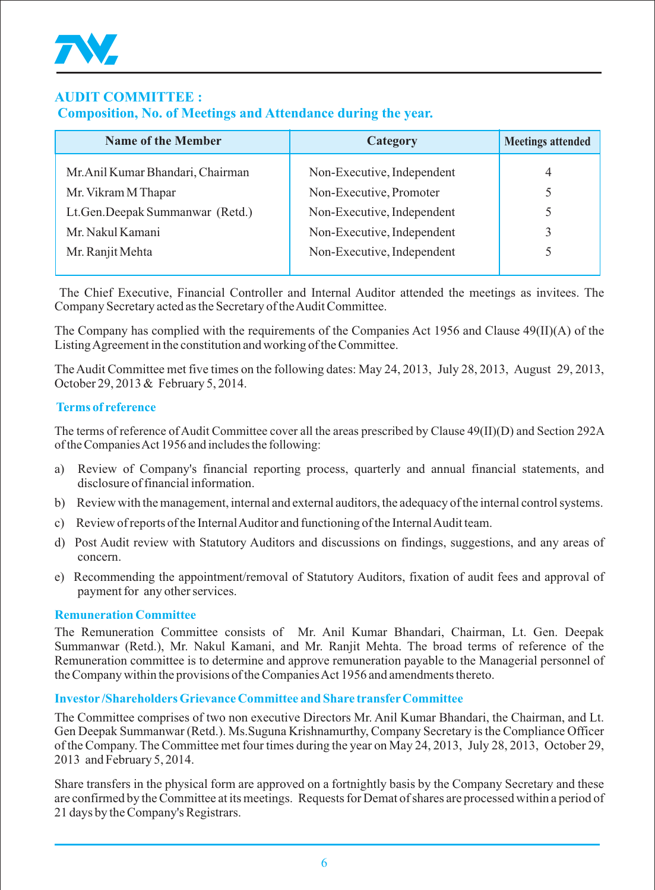## AUDIT COMMITTEE :

### Composition, No. of Meetings and Attendance during the year.

| Name of the Member | Category | Meetings attended |
|---|---|---|
| Mr.Anil Kumar Bhandari, Chairman | Non-Executive, Independent | 4 |
| Mr. Vikram M Thapar | Non-Executive, Promoter | 5 |
| Lt.Gen.Deepak Summanwar (Retd.) | Non-Executive, Independent | 5 |
| Mr. Nakul Kamani | Non-Executive, Independent | 3 |
| Mr. Ranjit Mehta | Non-Executive, Independent | 5 |

The Chief Executive, Financial Controller and Internal Auditor attended the meetings as invitees. The Company Secretary acted as the Secretary of the Audit Committee.

The Company has complied with the requirements of the Companies Act 1956 and Clause 49(II)(A) of the Listing Agreement in the constitution and working of the Committee.

The Audit Committee met five times on the following dates: May 24, 2013, July 28, 2013, August 29, 2013, October 29, 2013 & February 5, 2014.

### Terms of reference

The terms of reference of Audit Committee cover all the areas prescribed by Clause 49(II)(D) and Section 292A of the Companies Act 1956 and includes the following:

a) Review of Company's financial reporting process, quarterly and annual financial statements, and disclosure of financial information.

b) Review with the management, internal and external auditors, the adequacy of the internal control systems.

c) Review of reports of the Internal Auditor and functioning of the Internal Audit team.

d) Post Audit review with Statutory Auditors and discussions on findings, suggestions, and any areas of concern.

e) Recommending the appointment/removal of Statutory Auditors, fixation of audit fees and approval of payment for any other services.

### Remuneration Committee

The Remuneration Committee consists of Mr. Anil Kumar Bhandari, Chairman, Lt. Gen. Deepak Summanwar (Retd.), Mr. Nakul Kamani, and Mr. Ranjit Mehta. The broad terms of reference of the Remuneration committee is to determine and approve remuneration payable to the Managerial personnel of the Company within the provisions of the Companies Act 1956 and amendments thereto.

### Investor /Shareholders Grievance Committee and Share transfer Committee

The Committee comprises of two non executive Directors Mr. Anil Kumar Bhandari, the Chairman, and Lt. Gen Deepak Summanwar (Retd.). Ms.Suguna Krishnamurthy, Company Secretary is the Compliance Officer of the Company. The Committee met four times during the year on May 24, 2013, July 28, 2013, October 29, 2013 and February 5, 2014.

Share transfers in the physical form are approved on a fortnightly basis by the Company Secretary and these are confirmed by the Committee at its meetings. Requests for Demat of shares are processed within a period of 21 days by the Company's Registrars.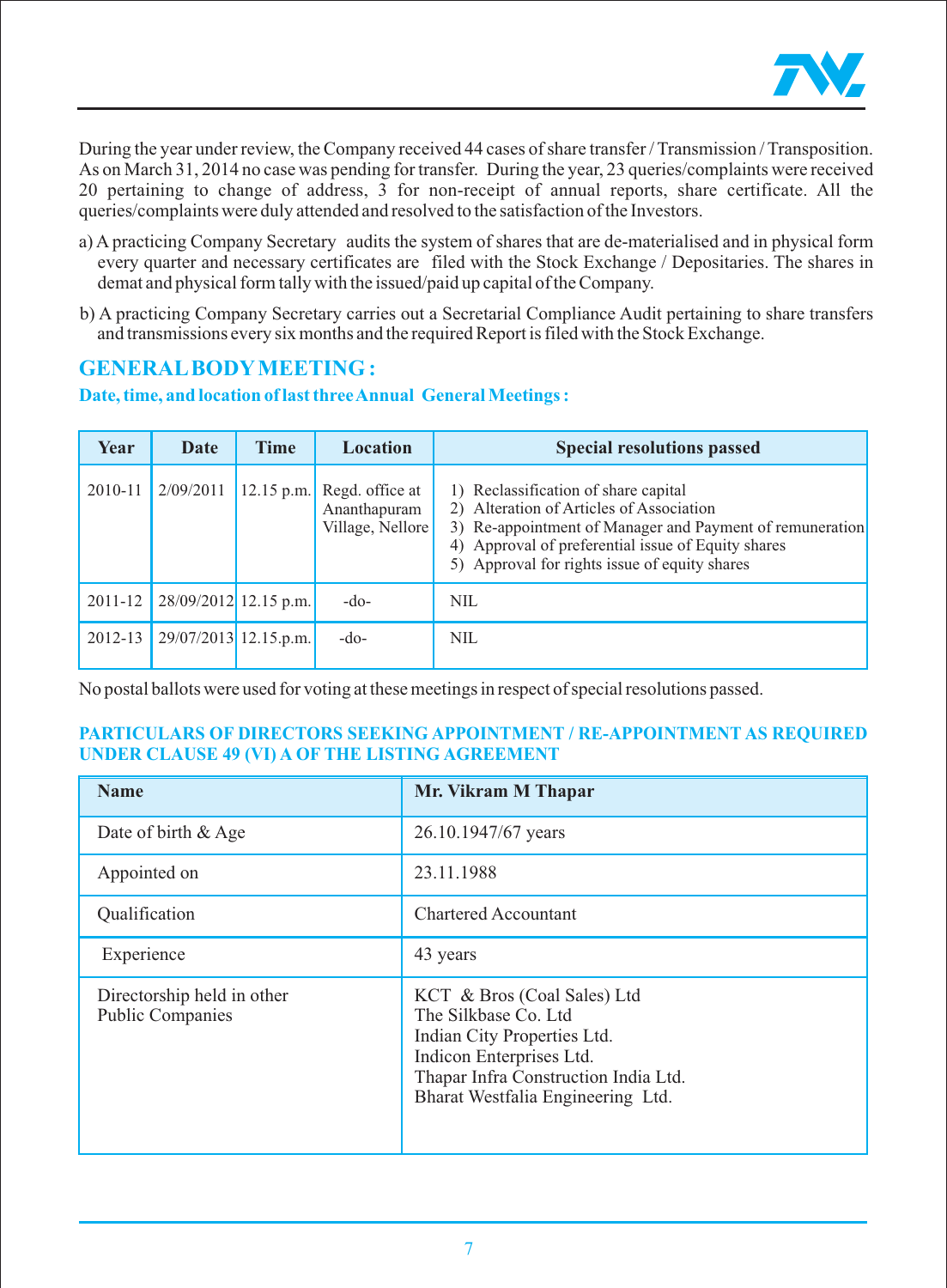During the year under review, the Company received 44 cases of share transfer / Transmission / Transposition. As on March 31, 2014 no case was pending for transfer. During the year, 23 queries/complaints were received 20 pertaining to change of address, 3 for non-receipt of annual reports, share certificate. All the queries/complaints were duly attended and resolved to the satisfaction of the Investors.

a) A practicing Company Secretary audits the system of shares that are de-materialised and in physical form every quarter and necessary certificates are filed with the Stock Exchange / Depositaries. The shares in demat and physical form tally with the issued/paid up capital of the Company.

b) A practicing Company Secretary carries out a Secretarial Compliance Audit pertaining to share transfers and transmissions every six months and the required Report is filed with the Stock Exchange.

## GENERAL BODY MEETING :

### Date, time, and location of last three Annual General Meetings :

| Year | Date | Time | Location | Special resolutions passed |
|---|---|---|---|---|
| 2010-11 | 2/09/2011 | 12.15 p.m. | Regd. office at Ananthapuram Village, Nellore | 1) Reclassification of share capital<br>2) Alteration of Articles of Association<br>3) Re-appointment of Manager and Payment of remuneration<br>4) Approval of preferential issue of Equity shares<br>5) Approval for rights issue of equity shares |
| 2011-12 | 28/09/2012 | 12.15 p.m. | -do- | NIL |
| 2012-13 | 29/07/2013 | 12.15.p.m. | -do- | NIL |

No postal ballots were used for voting at these meetings in respect of special resolutions passed.

### PARTICULARS OF DIRECTORS SEEKING APPOINTMENT / RE-APPOINTMENT AS REQUIRED UNDER CLAUSE 49 (VI) A OF THE LISTING AGREEMENT

| Name | Mr. Vikram M Thapar |
|---|---|
| Date of birth & Age | 26.10.1947/67 years |
| Appointed on | 23.11.1988 |
| Qualification | Chartered Accountant |
| Experience | 43 years |
| Directorship held in other Public Companies | KCT & Bros (Coal Sales) Ltd<br>The Silkbase Co. Ltd<br>Indian City Properties Ltd.<br>Indicon Enterprises Ltd.<br>Thapar Infra Construction India Ltd.<br>Bharat Westfalia Engineering Ltd. |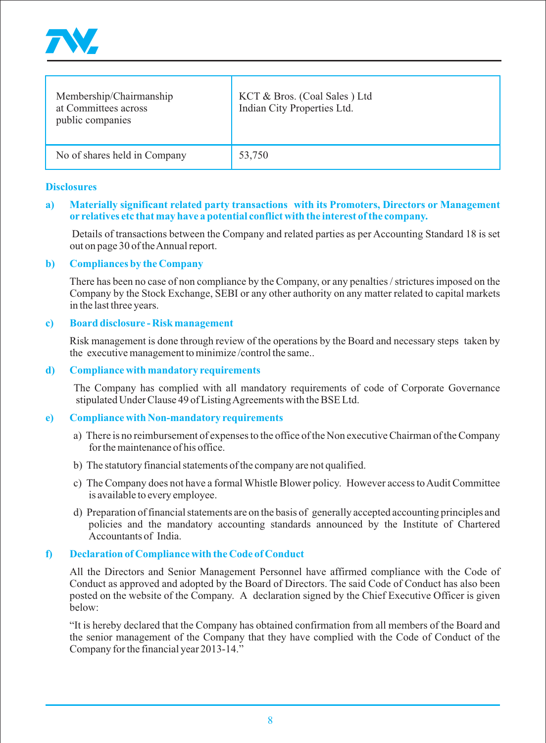| Membership/Chairmanship at Committees across public companies | KCT & Bros. (Coal Sales ) Ltd<br>Indian City Properties Ltd. |
|---|---|
| No of shares held in Company | 53,750 |

**Disclosures**

**a) Materially significant related party transactions with its Promoters, Directors or Management or relatives etc that may have a potential conflict with the interest of the company.**

Details of transactions between the Company and related parties as per Accounting Standard 18 is set out on page 30 of the Annual report.

**b) Compliances by the Company**

There has been no case of non compliance by the Company, or any penalties / strictures imposed on the Company by the Stock Exchange, SEBI or any other authority on any matter related to capital markets in the last three years.

**c) Board disclosure - Risk management**

Risk management is done through review of the operations by the Board and necessary steps taken by the executive management to minimize /control the same..

**d) Compliance with mandatory requirements**

The Company has complied with all mandatory requirements of code of Corporate Governance stipulated Under Clause 49 of Listing Agreements with the BSE Ltd.

**e) Compliance with Non-mandatory requirements**

a) There is no reimbursement of expenses to the office of the Non executive Chairman of the Company for the maintenance of his office.

b) The statutory financial statements of the company are not qualified.

c) The Company does not have a formal Whistle Blower policy. However access to Audit Committee is available to every employee.

d) Preparation of financial statements are on the basis of generally accepted accounting principles and policies and the mandatory accounting standards announced by the Institute of Chartered Accountants of India.

**f) Declaration of Compliance with the Code of Conduct**

All the Directors and Senior Management Personnel have affirmed compliance with the Code of Conduct as approved and adopted by the Board of Directors. The said Code of Conduct has also been posted on the website of the Company. A declaration signed by the Chief Executive Officer is given below:

"It is hereby declared that the Company has obtained confirmation from all members of the Board and the senior management of the Company that they have complied with the Code of Conduct of the Company for the financial year 2013-14."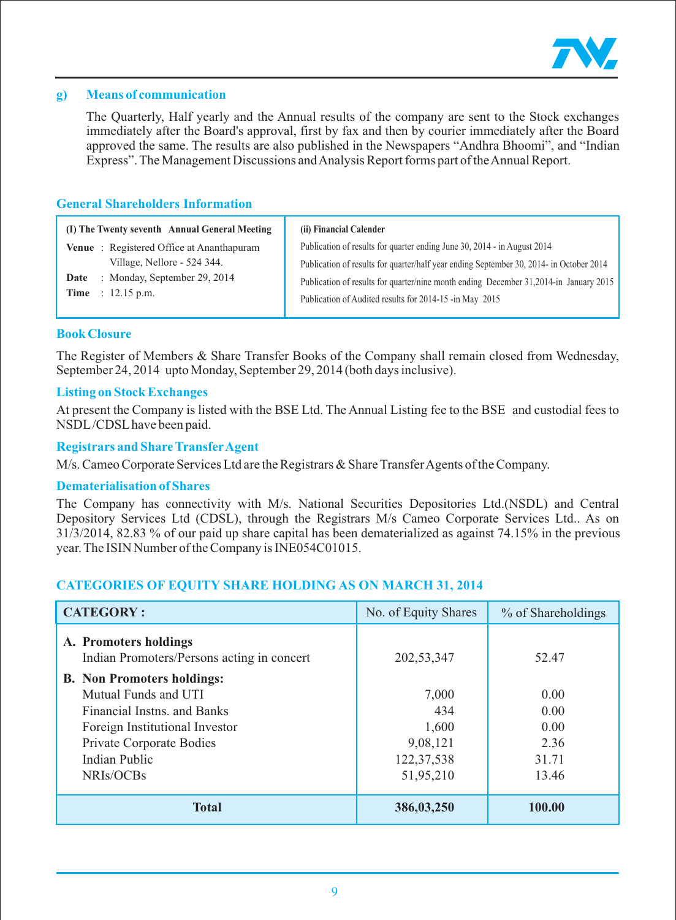## g) Means of communication

The Quarterly, Half yearly and the Annual results of the company are sent to the Stock exchanges immediately after the Board's approval, first by fax and then by courier immediately after the Board approved the same. The results are also published in the Newspapers "Andhra Bhoomi", and "Indian Express". The Management Discussions and Analysis Report forms part of the Annual Report.

## General Shareholders Information

| (I) The Twenty seventh Annual General Meeting | (ii) Financial Calender |
|---|---|
| **Venue** : Registered Office at Ananthapuram Village, Nellore - 524 344. | Publication of results for quarter ending June 30, 2014 - in August 2014 |
| **Date** : Monday, September 29, 2014 | Publication of results for quarter/half year ending September 30, 2014- in October 2014 |
| **Time** : 12.15 p.m. | Publication of results for quarter/nine month ending December 31,2014-in January 2015 |
| | Publication of Audited results for 2014-15 -in May 2015 |

### Book Closure

The Register of Members & Share Transfer Books of the Company shall remain closed from Wednesday, September 24, 2014 upto Monday, September 29, 2014 (both days inclusive).

### Listing on Stock Exchanges

At present the Company is listed with the BSE Ltd. The Annual Listing fee to the BSE and custodial fees to NSDL/CDSL have been paid.

### Registrars and Share Transfer Agent

M/s. Cameo Corporate Services Ltd are the Registrars & Share Transfer Agents of the Company.

### Dematerialisation of Shares

The Company has connectivity with M/s. National Securities Depositories Ltd.(NSDL) and Central Depository Services Ltd (CDSL), through the Registrars M/s Cameo Corporate Services Ltd.. As on 31/3/2014, 82.83 % of our paid up share capital has been dematerialized as against 74.15% in the previous year. The ISIN Number of the Company is INE054C01015.

## CATEGORIES OF EQUITY SHARE HOLDING AS ON MARCH 31, 2014

| CATEGORY : | No. of Equity Shares | % of Shareholdings |
|---|---|---|
| **A. Promoters holdings** | | |
| Indian Promoters/Persons acting in concert | 202,53,347 | 52.47 |
| **B. Non Promoters holdings:** | | |
| Mutual Funds and UTI | 7,000 | 0.00 |
| Financial Instns. and Banks | 434 | 0.00 |
| Foreign Institutional Investor | 1,600 | 0.00 |
| Private Corporate Bodies | 9,08,121 | 2.36 |
| Indian Public | 122,37,538 | 31.71 |
| NRIs/OCBs | 51,95,210 | 13.46 |
| **Total** | **386,03,250** | **100.00** |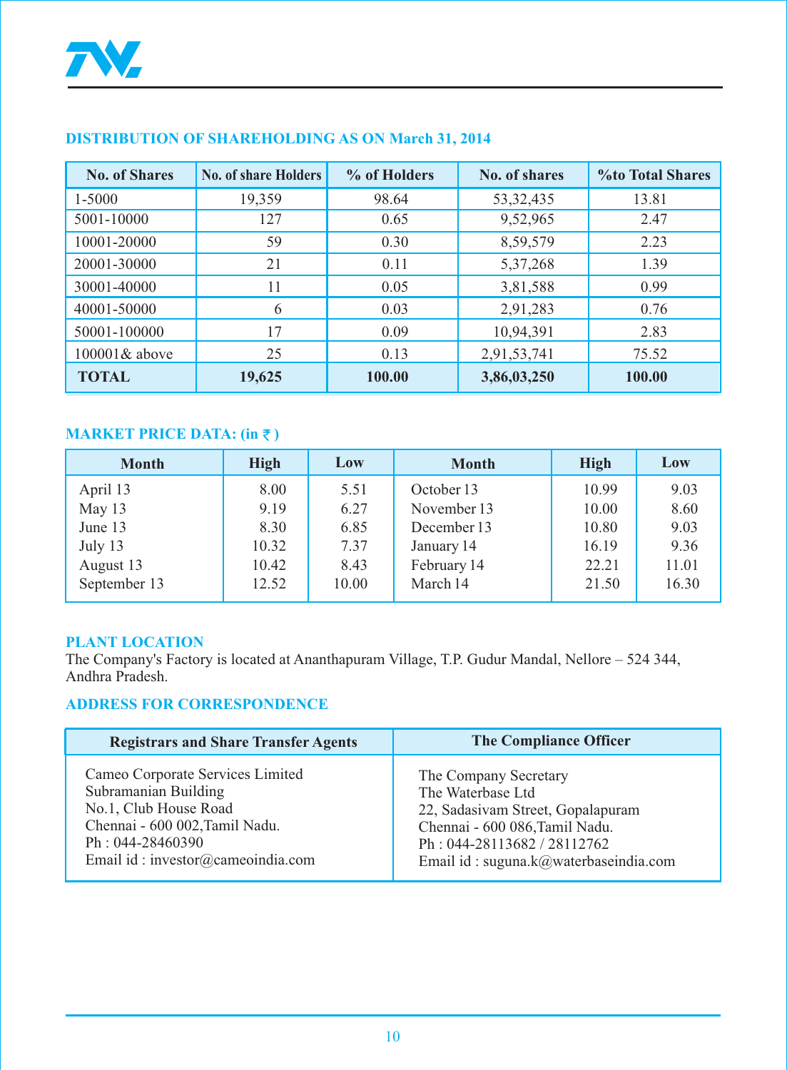## DISTRIBUTION OF SHAREHOLDING AS ON March 31, 2014

| No. of Shares | No. of share Holders | % of Holders | No. of shares | %to Total Shares |
|---|---|---|---|---|
| 1-5000 | 19,359 | 98.64 | 53,32,435 | 13.81 |
| 5001-10000 | 127 | 0.65 | 9,52,965 | 2.47 |
| 10001-20000 | 59 | 0.30 | 8,59,579 | 2.23 |
| 20001-30000 | 21 | 0.11 | 5,37,268 | 1.39 |
| 30001-40000 | 11 | 0.05 | 3,81,588 | 0.99 |
| 40001-50000 | 6 | 0.03 | 2,91,283 | 0.76 |
| 50001-100000 | 17 | 0.09 | 10,94,391 | 2.83 |
| 100001& above | 25 | 0.13 | 2,91,53,741 | 75.52 |
| **TOTAL** | **19,625** | **100.00** | **3,86,03,250** | **100.00** |

## MARKET PRICE DATA: (in ₹ )

| Month | High | Low | Month | High | Low |
|---|---|---|---|---|---|
| April 13 | 8.00 | 5.51 | October 13 | 10.99 | 9.03 |
| May 13 | 9.19 | 6.27 | November 13 | 10.00 | 8.60 |
| June 13 | 8.30 | 6.85 | December 13 | 10.80 | 9.03 |
| July 13 | 10.32 | 7.37 | January 14 | 16.19 | 9.36 |
| August 13 | 10.42 | 8.43 | February 14 | 22.21 | 11.01 |
| September 13 | 12.52 | 10.00 | March 14 | 21.50 | 16.30 |

## PLANT LOCATION

The Company's Factory is located at Ananthapuram Village, T.P. Gudur Mandal, Nellore – 524 344, Andhra Pradesh.

## ADDRESS FOR CORRESPONDENCE

| Registrars and Share Transfer Agents | The Compliance Officer |
|---|---|
| Cameo Corporate Services Limited<br>Subramanian Building<br>No.1, Club House Road<br>Chennai - 600 002,Tamil Nadu.<br>Ph : 044-28460390<br>Email id : investor@cameoindia.com | The Company Secretary<br>The Waterbase Ltd<br>22, Sadasivam Street, Gopalapuram<br>Chennai - 600 086,Tamil Nadu.<br>Ph : 044-28113682 / 28112762<br>Email id : suguna.k@waterbaseindia.com |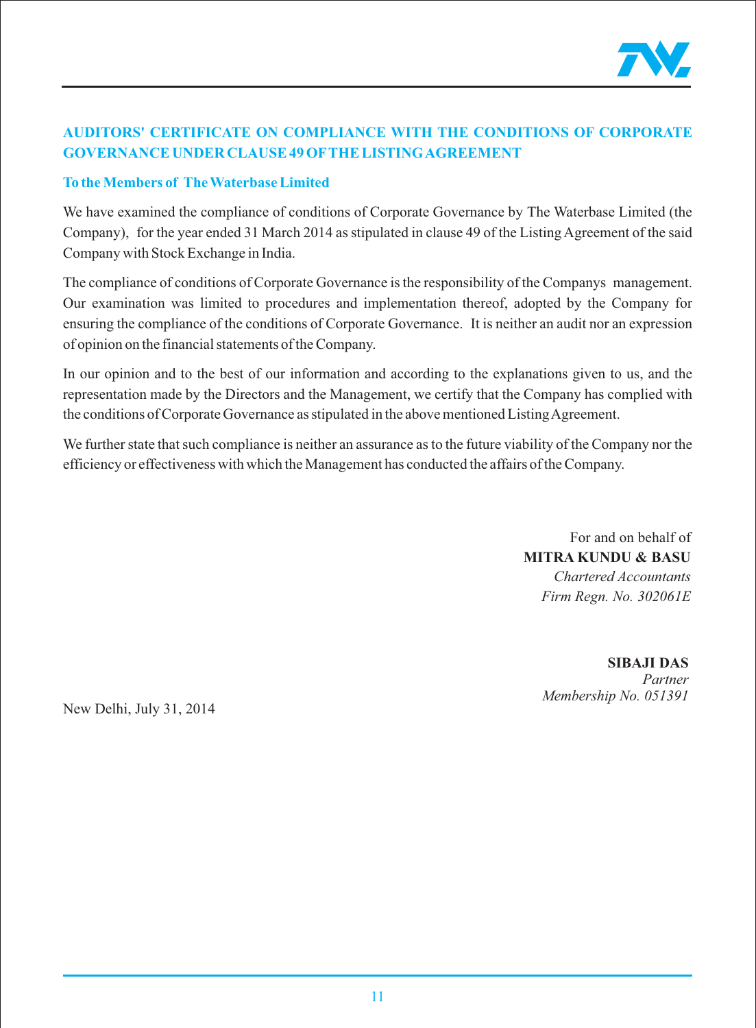## AUDITORS' CERTIFICATE ON COMPLIANCE WITH THE CONDITIONS OF CORPORATE GOVERNANCE UNDER CLAUSE 49 OF THE LISTING AGREEMENT

### To the Members of The Waterbase Limited

We have examined the compliance of conditions of Corporate Governance by The Waterbase Limited (the Company), for the year ended 31 March 2014 as stipulated in clause 49 of the Listing Agreement of the said Company with Stock Exchange in India.

The compliance of conditions of Corporate Governance is the responsibility of the Companys management. Our examination was limited to procedures and implementation thereof, adopted by the Company for ensuring the compliance of the conditions of Corporate Governance. It is neither an audit nor an expression of opinion on the financial statements of the Company.

In our opinion and to the best of our information and according to the explanations given to us, and the representation made by the Directors and the Management, we certify that the Company has complied with the conditions of Corporate Governance as stipulated in the above mentioned Listing Agreement.

We further state that such compliance is neither an assurance as to the future viability of the Company nor the efficiency or effectiveness with which the Management has conducted the affairs of the Company.

For and on behalf of
**MITRA KUNDU & BASU**
*Chartered Accountants*
*Firm Regn. No. 302061E*

**SIBAJI DAS**
*Partner*
*Membership No. 051391*

New Delhi, July 31, 2014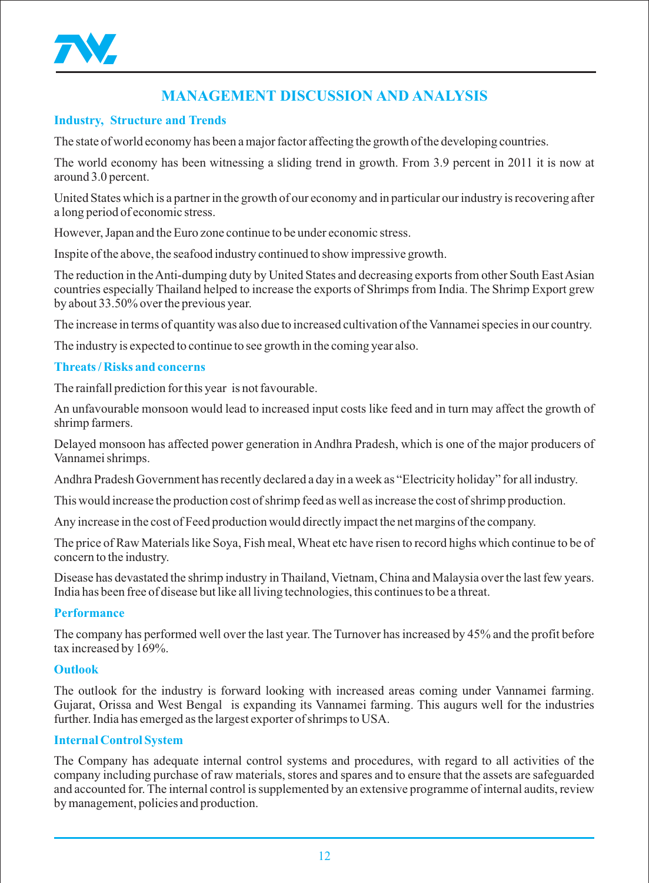# MANAGEMENT DISCUSSION AND ANALYSIS

## Industry, Structure and Trends

The state of world economy has been a major factor affecting the growth of the developing countries.

The world economy has been witnessing a sliding trend in growth. From 3.9 percent in 2011 it is now at around 3.0 percent.

United States which is a partner in the growth of our economy and in particular our industry is recovering after a long period of economic stress.

However, Japan and the Euro zone continue to be under economic stress.

Inspite of the above, the seafood industry continued to show impressive growth.

The reduction in the Anti-dumping duty by United States and decreasing exports from other South East Asian countries especially Thailand helped to increase the exports of Shrimps from India. The Shrimp Export grew by about 33.50% over the previous year.

The increase in terms of quantity was also due to increased cultivation of the Vannamei species in our country.

The industry is expected to continue to see growth in the coming year also.

## Threats / Risks and concerns

The rainfall prediction for this year is not favourable.

An unfavourable monsoon would lead to increased input costs like feed and in turn may affect the growth of shrimp farmers.

Delayed monsoon has affected power generation in Andhra Pradesh, which is one of the major producers of Vannamei shrimps.

Andhra Pradesh Government has recently declared a day in a week as "Electricity holiday" for all industry.

This would increase the production cost of shrimp feed as well as increase the cost of shrimp production.

Any increase in the cost of Feed production would directly impact the net margins of the company.

The price of Raw Materials like Soya, Fish meal, Wheat etc have risen to record highs which continue to be of concern to the industry.

Disease has devastated the shrimp industry in Thailand, Vietnam, China and Malaysia over the last few years. India has been free of disease but like all living technologies, this continues to be a threat.

## Performance

The company has performed well over the last year. The Turnover has increased by 45% and the profit before tax increased by 169%.

## Outlook

The outlook for the industry is forward looking with increased areas coming under Vannamei farming. Gujarat, Orissa and West Bengal is expanding its Vannamei farming. This augurs well for the industries further. India has emerged as the largest exporter of shrimps to USA.

## Internal Control System

The Company has adequate internal control systems and procedures, with regard to all activities of the company including purchase of raw materials, stores and spares and to ensure that the assets are safeguarded and accounted for. The internal control is supplemented by an extensive programme of internal audits, review by management, policies and production.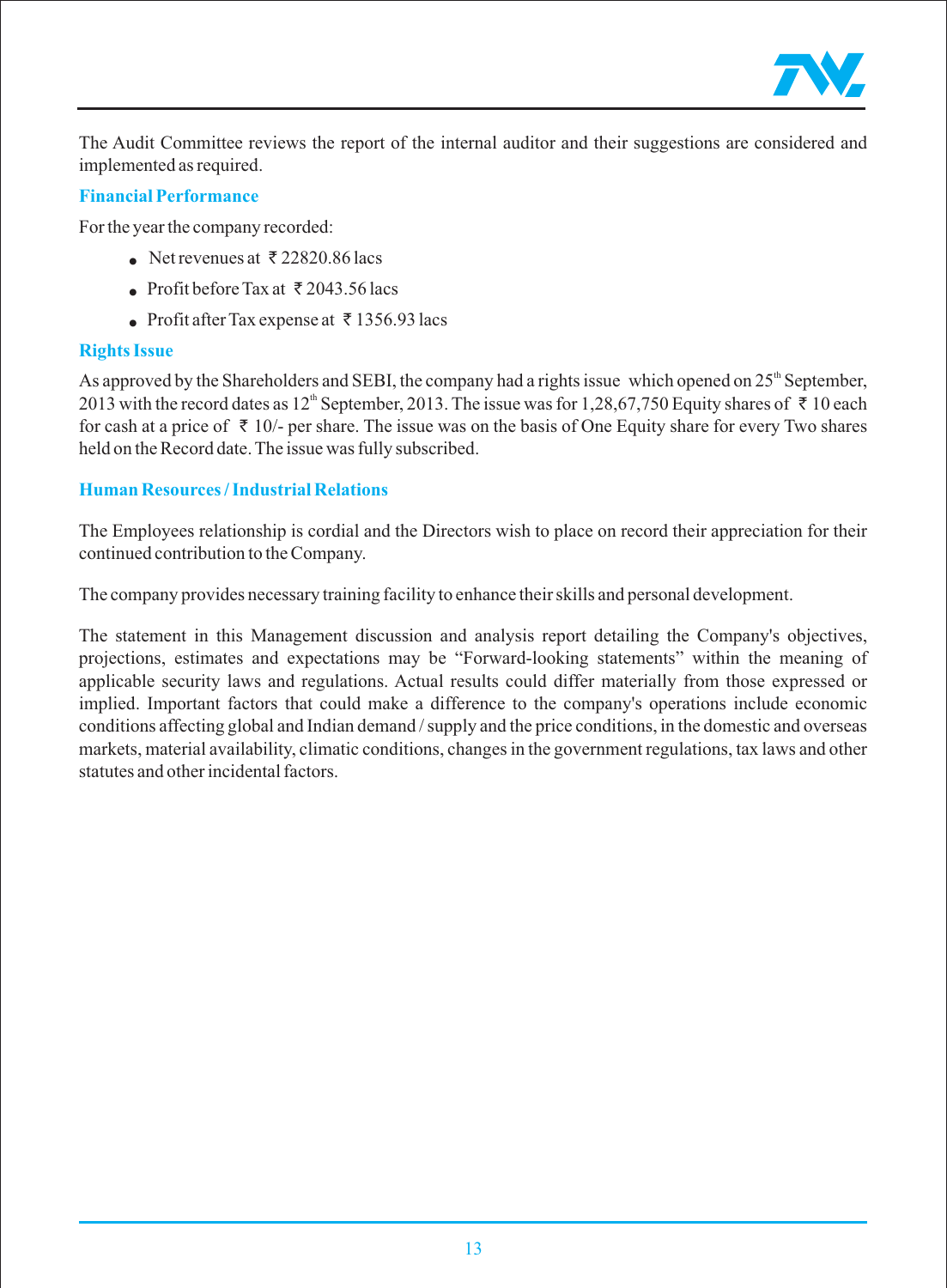The Audit Committee reviews the report of the internal auditor and their suggestions are considered and implemented as required.

## Financial Performance

For the year the company recorded:

- Net revenues at ₹ 22820.86 lacs
- Profit before Tax at ₹ 2043.56 lacs
- Profit after Tax expense at ₹ 1356.93 lacs

## Rights Issue

As approved by the Shareholders and SEBI, the company had a rights issue which opened on 25th September, 2013 with the record dates as 12th September, 2013. The issue was for 1,28,67,750 Equity shares of ₹ 10 each for cash at a price of ₹ 10/- per share. The issue was on the basis of One Equity share for every Two shares held on the Record date. The issue was fully subscribed.

## Human Resources / Industrial Relations

The Employees relationship is cordial and the Directors wish to place on record their appreciation for their continued contribution to the Company.

The company provides necessary training facility to enhance their skills and personal development.

The statement in this Management discussion and analysis report detailing the Company's objectives, projections, estimates and expectations may be "Forward-looking statements" within the meaning of applicable security laws and regulations. Actual results could differ materially from those expressed or implied. Important factors that could make a difference to the company's operations include economic conditions affecting global and Indian demand / supply and the price conditions, in the domestic and overseas markets, material availability, climatic conditions, changes in the government regulations, tax laws and other statutes and other incidental factors.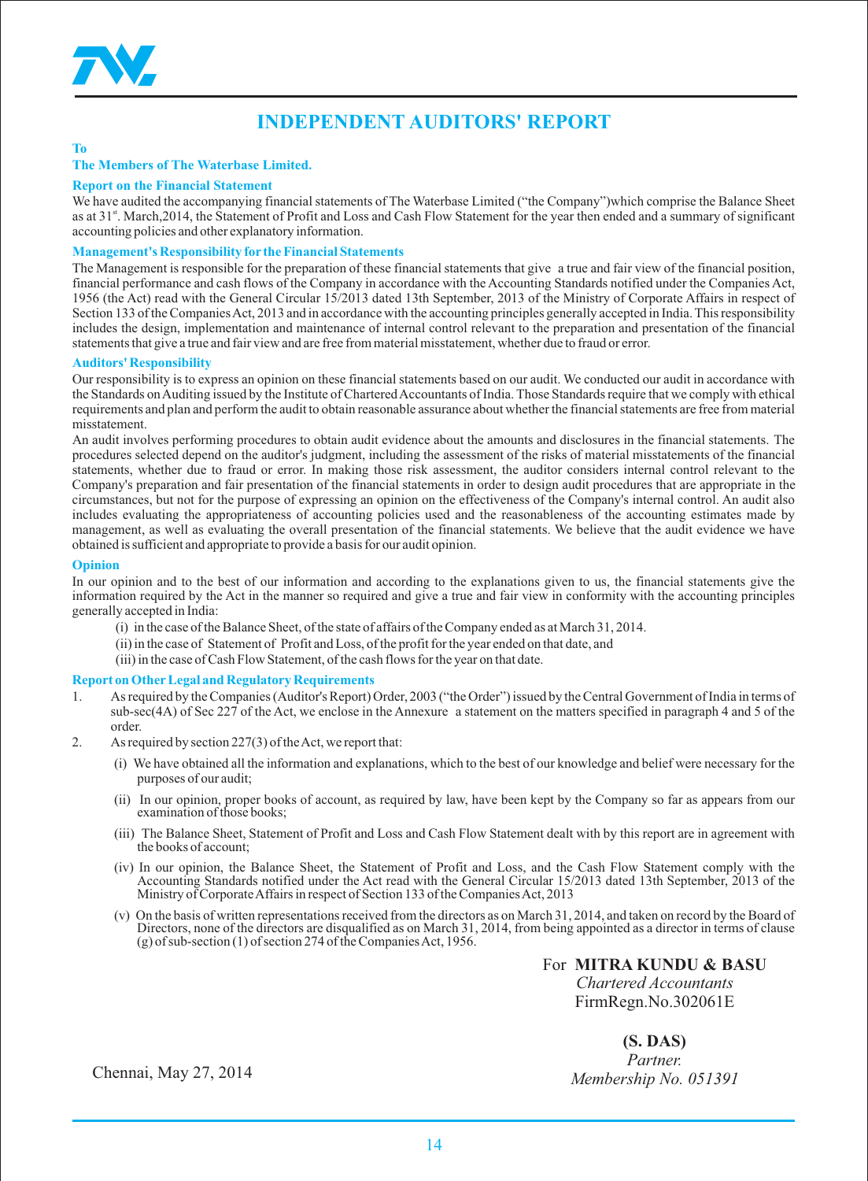# INDEPENDENT AUDITORS' REPORT

**To**

**The Members of The Waterbase Limited.**

### Report on the Financial Statement

We have audited the accompanying financial statements of The Waterbase Limited ("the Company")which comprise the Balance Sheet as at 31st. March,2014, the Statement of Profit and Loss and Cash Flow Statement for the year then ended and a summary of significant accounting policies and other explanatory information.

### Management's Responsibility for the Financial Statements

The Management is responsible for the preparation of these financial statements that give a true and fair view of the financial position, financial performance and cash flows of the Company in accordance with the Accounting Standards notified under the Companies Act, 1956 (the Act) read with the General Circular 15/2013 dated 13th September, 2013 of the Ministry of Corporate Affairs in respect of Section 133 of the Companies Act, 2013 and in accordance with the accounting principles generally accepted in India. This responsibility includes the design, implementation and maintenance of internal control relevant to the preparation and presentation of the financial statements that give a true and fair view and are free from material misstatement, whether due to fraud or error.

### Auditors' Responsibility

Our responsibility is to express an opinion on these financial statements based on our audit. We conducted our audit in accordance with the Standards on Auditing issued by the Institute of Chartered Accountants of India. Those Standards require that we comply with ethical requirements and plan and perform the audit to obtain reasonable assurance about whether the financial statements are free from material misstatement.

An audit involves performing procedures to obtain audit evidence about the amounts and disclosures in the financial statements. The procedures selected depend on the auditor's judgment, including the assessment of the risks of material misstatements of the financial statements, whether due to fraud or error. In making those risk assessment, the auditor considers internal control relevant to the Company's preparation and fair presentation of the financial statements in order to design audit procedures that are appropriate in the circumstances, but not for the purpose of expressing an opinion on the effectiveness of the Company's internal control. An audit also includes evaluating the appropriateness of accounting policies used and the reasonableness of the accounting estimates made by management, as well as evaluating the overall presentation of the financial statements. We believe that the audit evidence we have obtained is sufficient and appropriate to provide a basis for our audit opinion.

### Opinion

In our opinion and to the best of our information and according to the explanations given to us, the financial statements give the information required by the Act in the manner so required and give a true and fair view in conformity with the accounting principles generally accepted in India:

(i) in the case of the Balance Sheet, of the state of affairs of the Company ended as at March 31, 2014.

(ii) in the case of Statement of Profit and Loss, of the profit for the year ended on that date, and

(iii) in the case of Cash Flow Statement, of the cash flows for the year on that date.

### Report on Other Legal and Regulatory Requirements

1. As required by the Companies (Auditor's Report) Order, 2003 ("the Order") issued by the Central Government of India in terms of sub-sec(4A) of Sec 227 of the Act, we enclose in the Annexure a statement on the matters specified in paragraph 4 and 5 of the order.
2. As required by section 227(3) of the Act, we report that:

   (i) We have obtained all the information and explanations, which to the best of our knowledge and belief were necessary for the purposes of our audit;

   (ii) In our opinion, proper books of account, as required by law, have been kept by the Company so far as appears from our examination of those books;

   (iii) The Balance Sheet, Statement of Profit and Loss and Cash Flow Statement dealt with by this report are in agreement with the books of account;

   (iv) In our opinion, the Balance Sheet, the Statement of Profit and Loss, and the Cash Flow Statement comply with the Accounting Standards notified under the Act read with the General Circular 15/2013 dated 13th September, 2013 of the Ministry of Corporate Affairs in respect of Section 133 of the Companies Act, 2013

   (v) On the basis of written representations received from the directors as on March 31, 2014, and taken on record by the Board of Directors, none of the directors are disqualified as on March 31, 2014, from being appointed as a director in terms of clause (g) of sub-section (1) of section 274 of the Companies Act, 1956.

For **MITRA KUNDU & BASU**
*Chartered Accountants*
FirmRegn.No.302061E

**(S. DAS)**
*Partner.*
*Membership No. 051391*

Chennai, May 27, 2014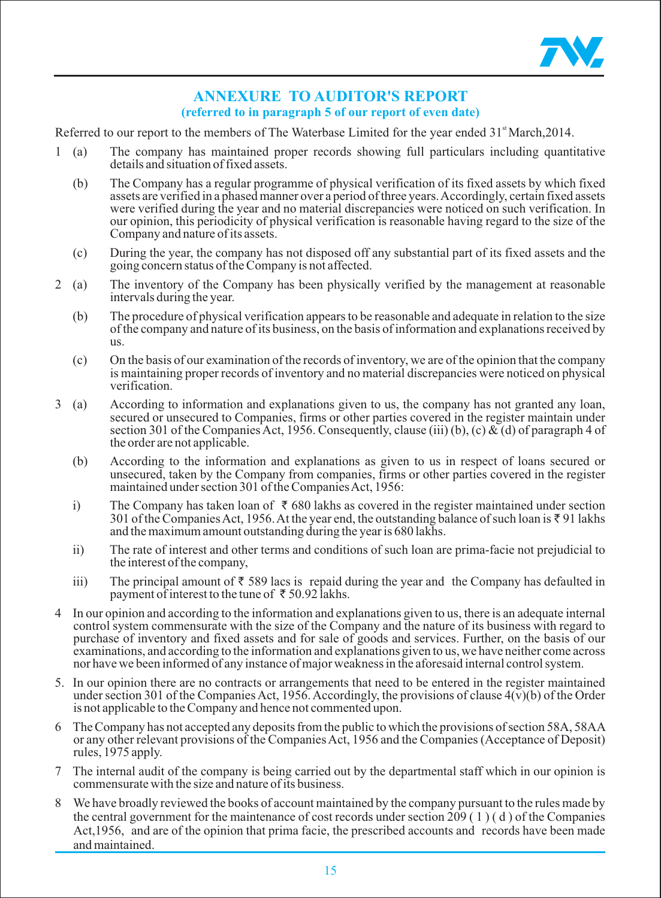# ANNEXURE TO AUDITOR'S REPORT

### (referred to in paragraph 5 of our report of even date)

Referred to our report to the members of The Waterbase Limited for the year ended 31st March,2014.

1 (a) The company has maintained proper records showing full particulars including quantitative details and situation of fixed assets.

(b) The Company has a regular programme of physical verification of its fixed assets by which fixed assets are verified in a phased manner over a period of three years. Accordingly, certain fixed assets were verified during the year and no material discrepancies were noticed on such verification. In our opinion, this periodicity of physical verification is reasonable having regard to the size of the Company and nature of its assets.

(c) During the year, the company has not disposed off any substantial part of its fixed assets and the going concern status of the Company is not affected.

2 (a) The inventory of the Company has been physically verified by the management at reasonable intervals during the year.

(b) The procedure of physical verification appears to be reasonable and adequate in relation to the size of the company and nature of its business, on the basis of information and explanations received by us.

(c) On the basis of our examination of the records of inventory, we are of the opinion that the company is maintaining proper records of inventory and no material discrepancies were noticed on physical verification.

3 (a) According to information and explanations given to us, the company has not granted any loan, secured or unsecured to Companies, firms or other parties covered in the register maintain under section 301 of the Companies Act, 1956. Consequently, clause (iii) (b), (c) & (d) of paragraph 4 of the order are not applicable.

(b) According to the information and explanations as given to us in respect of loans secured or unsecured, taken by the Company from companies, firms or other parties covered in the register maintained under section 301 of the Companies Act, 1956:

i) The Company has taken loan of ₹ 680 lakhs as covered in the register maintained under section 301 of the Companies Act, 1956. At the year end, the outstanding balance of such loan is ₹ 91 lakhs and the maximum amount outstanding during the year is 680 lakhs.

ii) The rate of interest and other terms and conditions of such loan are prima-facie not prejudicial to the interest of the company,

iii) The principal amount of ₹ 589 lacs is repaid during the year and the Company has defaulted in payment of interest to the tune of ₹ 50.92 lakhs.

4 In our opinion and according to the information and explanations given to us, there is an adequate internal control system commensurate with the size of the Company and the nature of its business with regard to purchase of inventory and fixed assets and for sale of goods and services. Further, on the basis of our examinations, and according to the information and explanations given to us, we have neither come across nor have we been informed of any instance of major weakness in the aforesaid internal control system.

5. In our opinion there are no contracts or arrangements that need to be entered in the register maintained under section 301 of the Companies Act, 1956. Accordingly, the provisions of clause 4(v)(b) of the Order is not applicable to the Company and hence not commented upon.

6 The Company has not accepted any deposits from the public to which the provisions of section 58A, 58AA or any other relevant provisions of the Companies Act, 1956 and the Companies (Acceptance of Deposit) rules, 1975 apply.

7 The internal audit of the company is being carried out by the departmental staff which in our opinion is commensurate with the size and nature of its business.

8 We have broadly reviewed the books of account maintained by the company pursuant to the rules made by the central government for the maintenance of cost records under section 209 ( 1 ) ( d ) of the Companies Act,1956, and are of the opinion that prima facie, the prescribed accounts and records have been made and maintained.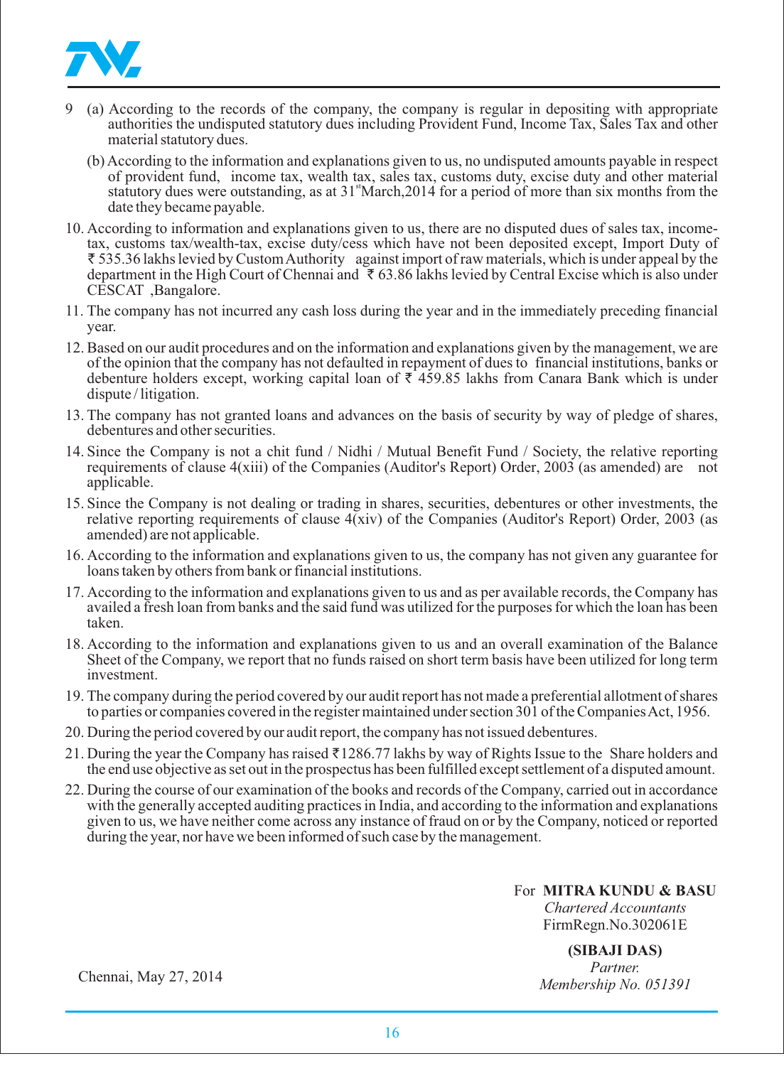9 (a) According to the records of the company, the company is regular in depositing with appropriate authorities the undisputed statutory dues including Provident Fund, Income Tax, Sales Tax and other material statutory dues.

(b) According to the information and explanations given to us, no undisputed amounts payable in respect of provident fund, income tax, wealth tax, sales tax, customs duty, excise duty and other material statutory dues were outstanding, as at 31st March,2014 for a period of more than six months from the date they became payable.

10. According to information and explanations given to us, there are no disputed dues of sales tax, income-tax, customs tax/wealth-tax, excise duty/cess which have not been deposited except, Import Duty of ₹ 535.36 lakhs levied by Custom Authority against import of raw materials, which is under appeal by the department in the High Court of Chennai and ₹ 63.86 lakhs levied by Central Excise which is also under CESCAT ,Bangalore.

11. The company has not incurred any cash loss during the year and in the immediately preceding financial year.

12. Based on our audit procedures and on the information and explanations given by the management, we are of the opinion that the company has not defaulted in repayment of dues to financial institutions, banks or debenture holders except, working capital loan of ₹ 459.85 lakhs from Canara Bank which is under dispute / litigation.

13. The company has not granted loans and advances on the basis of security by way of pledge of shares, debentures and other securities.

14. Since the Company is not a chit fund / Nidhi / Mutual Benefit Fund / Society, the relative reporting requirements of clause 4(xiii) of the Companies (Auditor's Report) Order, 2003 (as amended) are not applicable.

15. Since the Company is not dealing or trading in shares, securities, debentures or other investments, the relative reporting requirements of clause 4(xiv) of the Companies (Auditor's Report) Order, 2003 (as amended) are not applicable.

16. According to the information and explanations given to us, the company has not given any guarantee for loans taken by others from bank or financial institutions.

17. According to the information and explanations given to us and as per available records, the Company has availed a fresh loan from banks and the said fund was utilized for the purposes for which the loan has been taken.

18. According to the information and explanations given to us and an overall examination of the Balance Sheet of the Company, we report that no funds raised on short term basis have been utilized for long term investment.

19. The company during the period covered by our audit report has not made a preferential allotment of shares to parties or companies covered in the register maintained under section 301 of the Companies Act, 1956.

20. During the period covered by our audit report, the company has not issued debentures.

21. During the year the Company has raised ₹1286.77 lakhs by way of Rights Issue to the Share holders and the end use objective as set out in the prospectus has been fulfilled except settlement of a disputed amount.

22. During the course of our examination of the books and records of the Company, carried out in accordance with the generally accepted auditing practices in India, and according to the information and explanations given to us, we have neither come across any instance of fraud on or by the Company, noticed or reported during the year, nor have we been informed of such case by the management.

For **MITRA KUNDU & BASU**
*Chartered Accountants*
FirmRegn.No.302061E

**(SIBAJI DAS)**
*Partner.*
*Membership No. 051391*

Chennai, May 27, 2014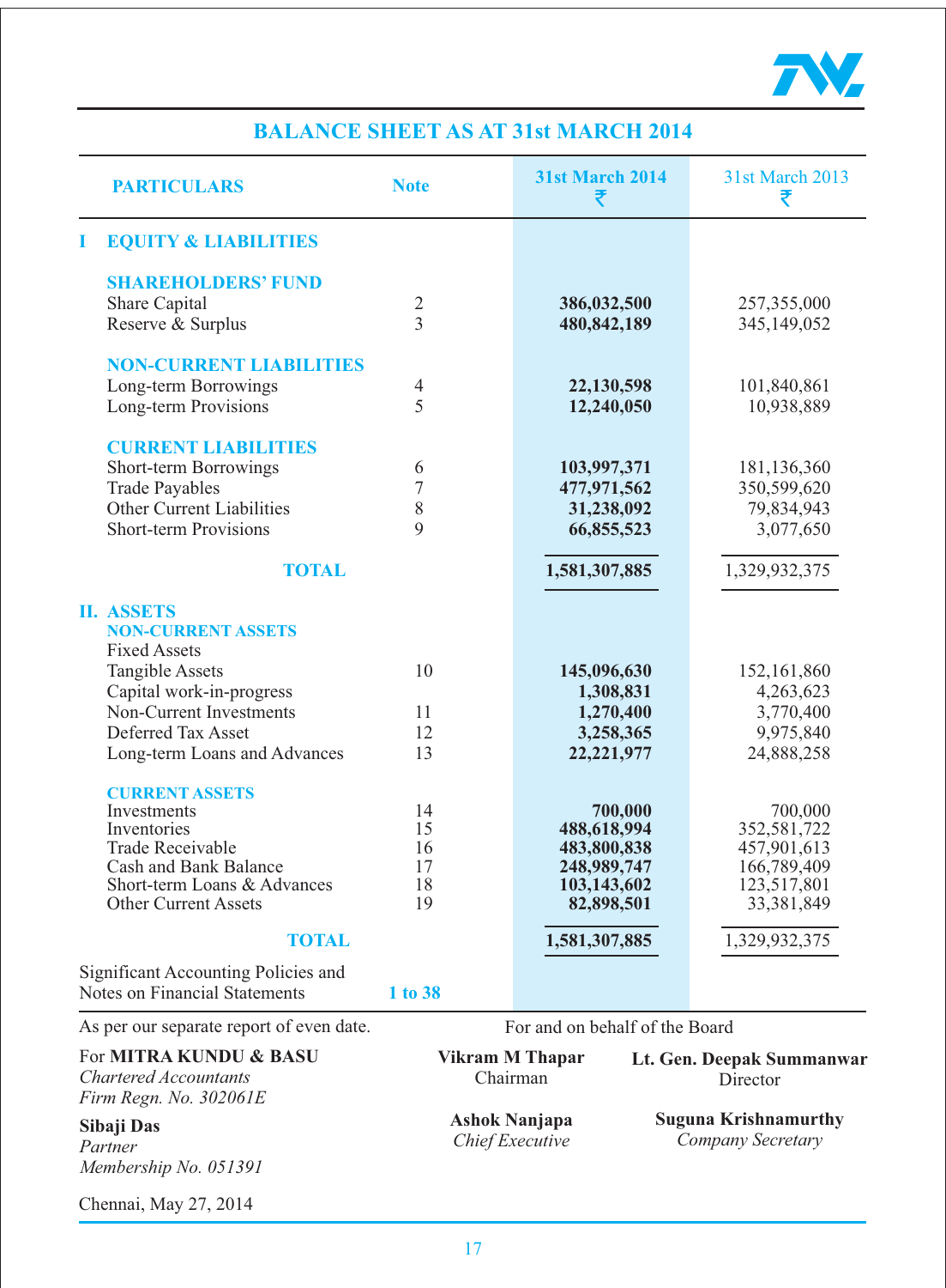# BALANCE SHEET AS AT 31st MARCH 2014

| PARTICULARS | Note | 31st March 2014 ₹ | 31st March 2013 ₹ |
|---|---|---|---|
| **I EQUITY & LIABILITIES** | | | |
| **SHAREHOLDERS' FUND** | | | |
| Share Capital | 2 | **386,032,500** | 257,355,000 |
| Reserve & Surplus | 3 | **480,842,189** | 345,149,052 |
| **NON-CURRENT LIABILITIES** | | | |
| Long-term Borrowings | 4 | **22,130,598** | 101,840,861 |
| Long-term Provisions | 5 | **12,240,050** | 10,938,889 |
| **CURRENT LIABILITIES** | | | |
| Short-term Borrowings | 6 | **103,997,371** | 181,136,360 |
| Trade Payables | 7 | **477,971,562** | 350,599,620 |
| Other Current Liabilities | 8 | **31,238,092** | 79,834,943 |
| Short-term Provisions | 9 | **66,855,523** | 3,077,650 |
| **TOTAL** | | **1,581,307,885** | 1,329,932,375 |
| **II. ASSETS** | | | |
| **NON-CURRENT ASSETS** | | | |
| Fixed Assets | | | |
| Tangible Assets | 10 | **145,096,630** | 152,161,860 |
| Capital work-in-progress | | **1,308,831** | 4,263,623 |
| Non-Current Investments | 11 | **1,270,400** | 3,770,400 |
| Deferred Tax Asset | 12 | **3,258,365** | 9,975,840 |
| Long-term Loans and Advances | 13 | **22,221,977** | 24,888,258 |
| **CURRENT ASSETS** | | | |
| Investments | 14 | **700,000** | 700,000 |
| Inventories | 15 | **488,618,994** | 352,581,722 |
| Trade Receivable | 16 | **483,800,838** | 457,901,613 |
| Cash and Bank Balance | 17 | **248,989,747** | 166,789,409 |
| Short-term Loans & Advances | 18 | **103,143,602** | 123,517,801 |
| Other Current Assets | 19 | **82,898,501** | 33,381,849 |
| **TOTAL** | | **1,581,307,885** | 1,329,932,375 |
| Significant Accounting Policies and Notes on Financial Statements | **1 to 38** | | |

As per our separate report of even date.

For **MITRA KUNDU & BASU**
*Chartered Accountants*
*Firm Regn. No. 302061E*

**Sibaji Das**
*Partner*
*Membership No. 051391*

Chennai, May 27, 2014

For and on behalf of the Board

**Vikram M Thapar**
Chairman

**Lt. Gen. Deepak Summanwar**
Director

**Ashok Nanjapa**
*Chief Executive*

**Suguna Krishnamurthy**
*Company Secretary*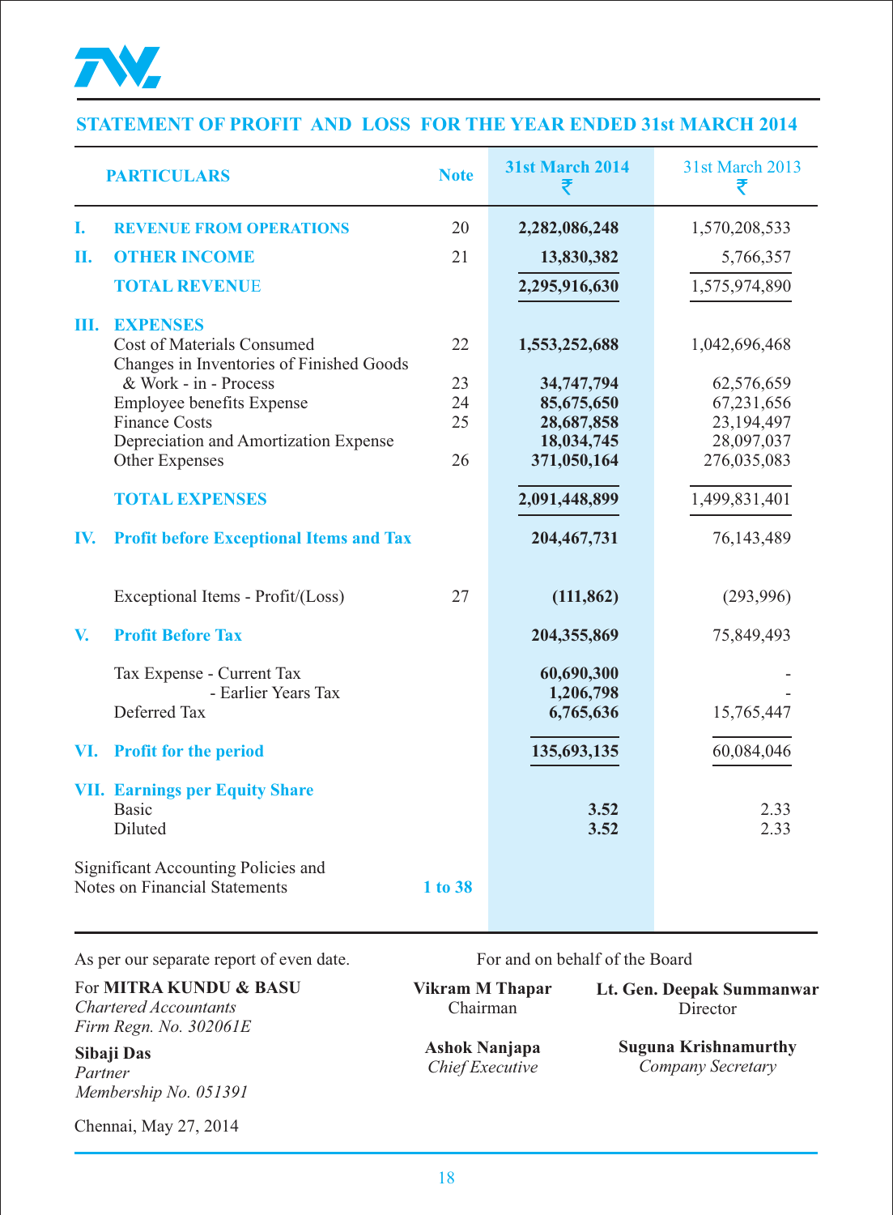## STATEMENT OF PROFIT AND LOSS FOR THE YEAR ENDED 31st MARCH 2014

| | PARTICULARS | Note | 31st March 2014 ₹ | 31st March 2013 ₹ |
|---|---|---|---|---|
| I. | **REVENUE FROM OPERATIONS** | 20 | **2,282,086,248** | 1,570,208,533 |
| II. | **OTHER INCOME** | 21 | **13,830,382** | 5,766,357 |
| | **TOTAL REVENUE** | | **2,295,916,630** | 1,575,974,890 |
| III. | **EXPENSES** | | | |
| | Cost of Materials Consumed | 22 | **1,553,252,688** | 1,042,696,468 |
| | Changes in Inventories of Finished Goods & Work - in - Process | 23 | **34,747,794** | 62,576,659 |
| | Employee benefits Expense | 24 | **85,675,650** | 67,231,656 |
| | Finance Costs | 25 | **28,687,858** | 23,194,497 |
| | Depreciation and Amortization Expense | | **18,034,745** | 28,097,037 |
| | Other Expenses | 26 | **371,050,164** | 276,035,083 |
| | **TOTAL EXPENSES** | | **2,091,448,899** | 1,499,831,401 |
| IV. | **Profit before Exceptional Items and Tax** | | **204,467,731** | 76,143,489 |
| | Exceptional Items - Profit/(Loss) | 27 | **(111,862)** | (293,996) |
| V. | **Profit Before Tax** | | **204,355,869** | 75,849,493 |
| | Tax Expense - Current Tax | | **60,690,300** | - |
| | - Earlier Years Tax | | **1,206,798** | - |
| | Deferred Tax | | **6,765,636** | 15,765,447 |
| VI. | **Profit for the period** | | **135,693,135** | 60,084,046 |
| VII. | **Earnings per Equity Share** | | | |
| | Basic | | **3.52** | 2.33 |
| | Diluted | | **3.52** | 2.33 |

Significant Accounting Policies and Notes on Financial Statements — **1 to 38**

As per our separate report of even date.

For **MITRA KUNDU & BASU**
*Chartered Accountants*
*Firm Regn. No. 302061E*

**Sibaji Das**
*Partner*
*Membership No. 051391*

Chennai, May 27, 2014

For and on behalf of the Board

**Vikram M Thapar**
Chairman

**Lt. Gen. Deepak Summanwar**
Director

**Ashok Nanjapa**
*Chief Executive*

**Suguna Krishnamurthy**
*Company Secretary*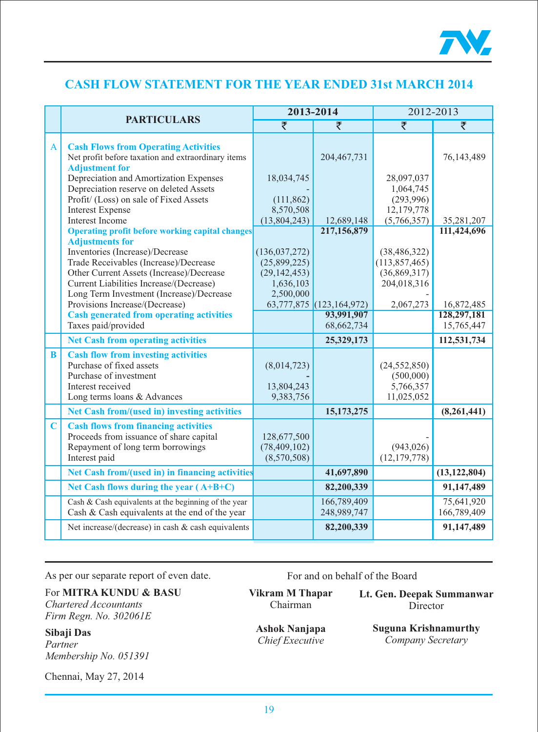## CASH FLOW STATEMENT FOR THE YEAR ENDED 31st MARCH 2014

| | PARTICULARS | 2013-2014 | | 2012-2013 | |
|---|---|---|---|---|---|
| | | ₹ | ₹ | ₹ | ₹ |
| **A** | **Cash Flows from Operating Activities** | | | | |
| | Net profit before taxation and extraordinary items | | 204,467,731 | | 76,143,489 |
| | **Adjustment for** | | | | |
| | Depreciation and Amortization Expenses | 18,034,745 | | 28,097,037 | |
| | Depreciation reserve on deleted Assets | - | | 1,064,745 | |
| | Profit/ (Loss) on sale of Fixed Assets | (111,862) | | (293,996) | |
| | Interest Expense | 8,570,508 | | 12,179,778 | |
| | Interest Income | (13,804,243) | 12,689,148 | (5,766,357) | 35,281,207 |
| | **Operating profit before working capital changes** | | **217,156,879** | | **111,424,696** |
| | **Adjustments for** | | | | |
| | Inventories (Increase)/Decrease | (136,037,272) | | (38,486,322) | |
| | Trade Receivables (Increase)/Decrease | (25,899,225) | | (113,857,465) | |
| | Other Current Assets (Increase)/Decrease | (29,142,453) | | (36,869,317) | |
| | Current Liabilities Increase/(Decrease) | 1,636,103 | | 204,018,316 | |
| | Long Term Investment (Increase)/Decrease | 2,500,000 | | - | |
| | Provisions Increase/(Decrease) | 63,777,875 | (123,164,972) | 2,067,273 | 16,872,485 |
| | **Cash generated from operating activities** | | **93,991,907** | | **128,297,181** |
| | Taxes paid/provided | | 68,662,734 | | 15,765,447 |
| | **Net Cash from operating activities** | | **25,329,173** | | **112,531,734** |
| **B** | **Cash flow from investing activities** | | | | |
| | Purchase of fixed assets | (8,014,723) | | (24,552,850) | |
| | Purchase of investment | - | | (500,000) | |
| | Interest received | 13,804,243 | | 5,766,357 | |
| | Long terms loans & Advances | 9,383,756 | | 11,025,052 | |
| | **Net Cash from/(used in) investing activities** | | **15,173,275** | | **(8,261,441)** |
| **C** | **Cash flows from financing activities** | | | | |
| | Proceeds from issuance of share capital | 128,677,500 | | - | |
| | Repayment of long term borrowings | (78,409,102) | | (943,026) | |
| | Interest paid | (8,570,508) | | (12,179,778) | |
| | **Net Cash from/(used in) in financing activities** | | **41,697,890** | | **(13,122,804)** |
| | **Net Cash flows during the year ( A+B+C)** | | **82,200,339** | | **91,147,489** |
| | Cash & Cash equivalents at the beginning of the year | | 166,789,409 | | 75,641,920 |
| | Cash & Cash equivalents at the end of the year | | 248,989,747 | | 166,789,409 |
| | Net increase/(decrease) in cash & cash equivalents | | **82,200,339** | | **91,147,489** |

As per our separate report of even date.

For **MITRA KUNDU & BASU**
*Chartered Accountants*
*Firm Regn. No. 302061E*

**Sibaji Das**
*Partner*
*Membership No. 051391*

Chennai, May 27, 2014

For and on behalf of the Board

**Vikram M Thapar**
Chairman

**Lt. Gen. Deepak Summanwar**
Director

**Ashok Nanjapa**
*Chief Executive*

**Suguna Krishnamurthy**
*Company Secretary*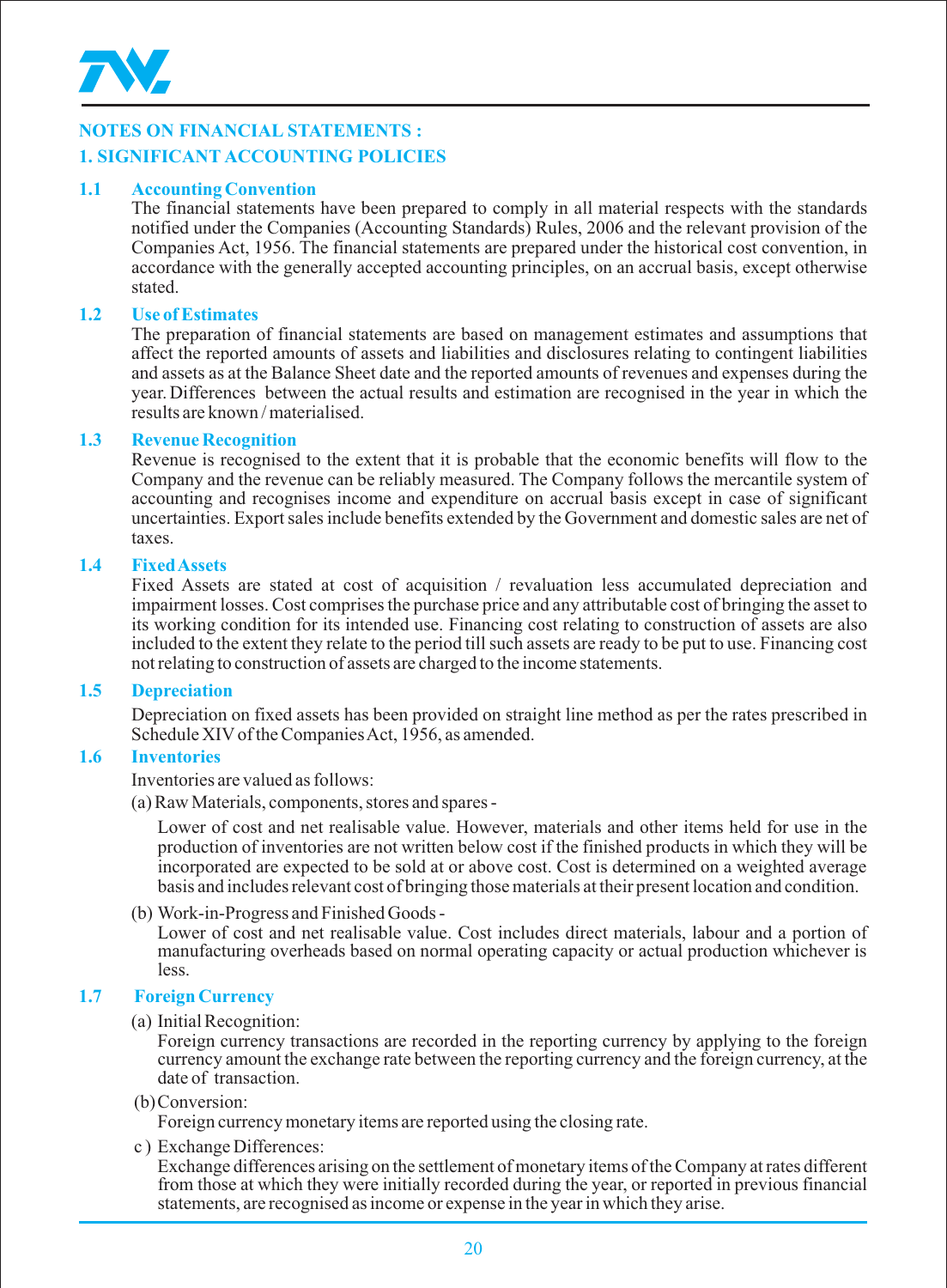## NOTES ON FINANCIAL STATEMENTS :

## 1. SIGNIFICANT ACCOUNTING POLICIES

### 1.1 Accounting Convention

The financial statements have been prepared to comply in all material respects with the standards notified under the Companies (Accounting Standards) Rules, 2006 and the relevant provision of the Companies Act, 1956. The financial statements are prepared under the historical cost convention, in accordance with the generally accepted accounting principles, on an accrual basis, except otherwise stated.

### 1.2 Use of Estimates

The preparation of financial statements are based on management estimates and assumptions that affect the reported amounts of assets and liabilities and disclosures relating to contingent liabilities and assets as at the Balance Sheet date and the reported amounts of revenues and expenses during the year. Differences between the actual results and estimation are recognised in the year in which the results are known / materialised.

### 1.3 Revenue Recognition

Revenue is recognised to the extent that it is probable that the economic benefits will flow to the Company and the revenue can be reliably measured. The Company follows the mercantile system of accounting and recognises income and expenditure on accrual basis except in case of significant uncertainties. Export sales include benefits extended by the Government and domestic sales are net of taxes.

### 1.4 Fixed Assets

Fixed Assets are stated at cost of acquisition / revaluation less accumulated depreciation and impairment losses. Cost comprises the purchase price and any attributable cost of bringing the asset to its working condition for its intended use. Financing cost relating to construction of assets are also included to the extent they relate to the period till such assets are ready to be put to use. Financing cost not relating to construction of assets are charged to the income statements.

### 1.5 Depreciation

Depreciation on fixed assets has been provided on straight line method as per the rates prescribed in Schedule XIV of the Companies Act, 1956, as amended.

### 1.6 Inventories

Inventories are valued as follows:

(a) Raw Materials, components, stores and spares -

Lower of cost and net realisable value. However, materials and other items held for use in the production of inventories are not written below cost if the finished products in which they will be incorporated are expected to be sold at or above cost. Cost is determined on a weighted average basis and includes relevant cost of bringing those materials at their present location and condition.

(b) Work-in-Progress and Finished Goods -

Lower of cost and net realisable value. Cost includes direct materials, labour and a portion of manufacturing overheads based on normal operating capacity or actual production whichever is less.

### 1.7 Foreign Currency

(a) Initial Recognition:

Foreign currency transactions are recorded in the reporting currency by applying to the foreign currency amount the exchange rate between the reporting currency and the foreign currency, at the date of transaction.

(b) Conversion:

Foreign currency monetary items are reported using the closing rate.

c ) Exchange Differences:

Exchange differences arising on the settlement of monetary items of the Company at rates different from those at which they were initially recorded during the year, or reported in previous financial statements, are recognised as income or expense in the year in which they arise.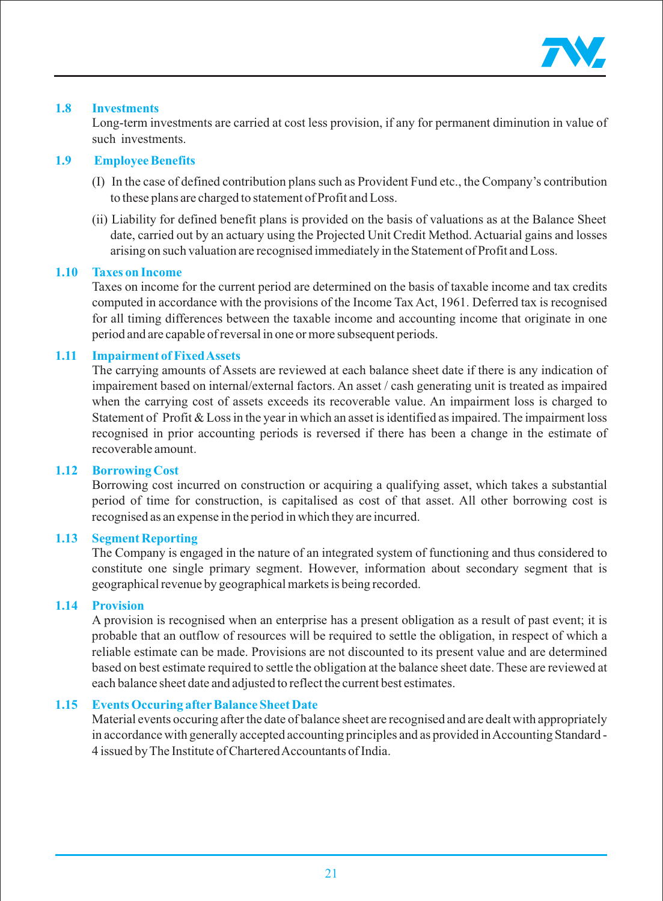### 1.8 Investments

Long-term investments are carried at cost less provision, if any for permanent diminution in value of such investments.

### 1.9 Employee Benefits

(I) In the case of defined contribution plans such as Provident Fund etc., the Company's contribution to these plans are charged to statement of Profit and Loss.

(ii) Liability for defined benefit plans is provided on the basis of valuations as at the Balance Sheet date, carried out by an actuary using the Projected Unit Credit Method. Actuarial gains and losses arising on such valuation are recognised immediately in the Statement of Profit and Loss.

### 1.10 Taxes on Income

Taxes on income for the current period are determined on the basis of taxable income and tax credits computed in accordance with the provisions of the Income Tax Act, 1961. Deferred tax is recognised for all timing differences between the taxable income and accounting income that originate in one period and are capable of reversal in one or more subsequent periods.

### 1.11 Impairment of Fixed Assets

The carrying amounts of Assets are reviewed at each balance sheet date if there is any indication of impairement based on internal/external factors. An asset / cash generating unit is treated as impaired when the carrying cost of assets exceeds its recoverable value. An impairment loss is charged to Statement of Profit & Loss in the year in which an asset is identified as impaired. The impairment loss recognised in prior accounting periods is reversed if there has been a change in the estimate of recoverable amount.

### 1.12 Borrowing Cost

Borrowing cost incurred on construction or acquiring a qualifying asset, which takes a substantial period of time for construction, is capitalised as cost of that asset. All other borrowing cost is recognised as an expense in the period in which they are incurred.

### 1.13 Segment Reporting

The Company is engaged in the nature of an integrated system of functioning and thus considered to constitute one single primary segment. However, information about secondary segment that is geographical revenue by geographical markets is being recorded.

### 1.14 Provision

A provision is recognised when an enterprise has a present obligation as a result of past event; it is probable that an outflow of resources will be required to settle the obligation, in respect of which a reliable estimate can be made. Provisions are not discounted to its present value and are determined based on best estimate required to settle the obligation at the balance sheet date. These are reviewed at each balance sheet date and adjusted to reflect the current best estimates.

### 1.15 Events Occuring after Balance Sheet Date

Material events occuring after the date of balance sheet are recognised and are dealt with appropriately in accordance with generally accepted accounting principles and as provided in Accounting Standard - 4 issued by The Institute of Chartered Accountants of India.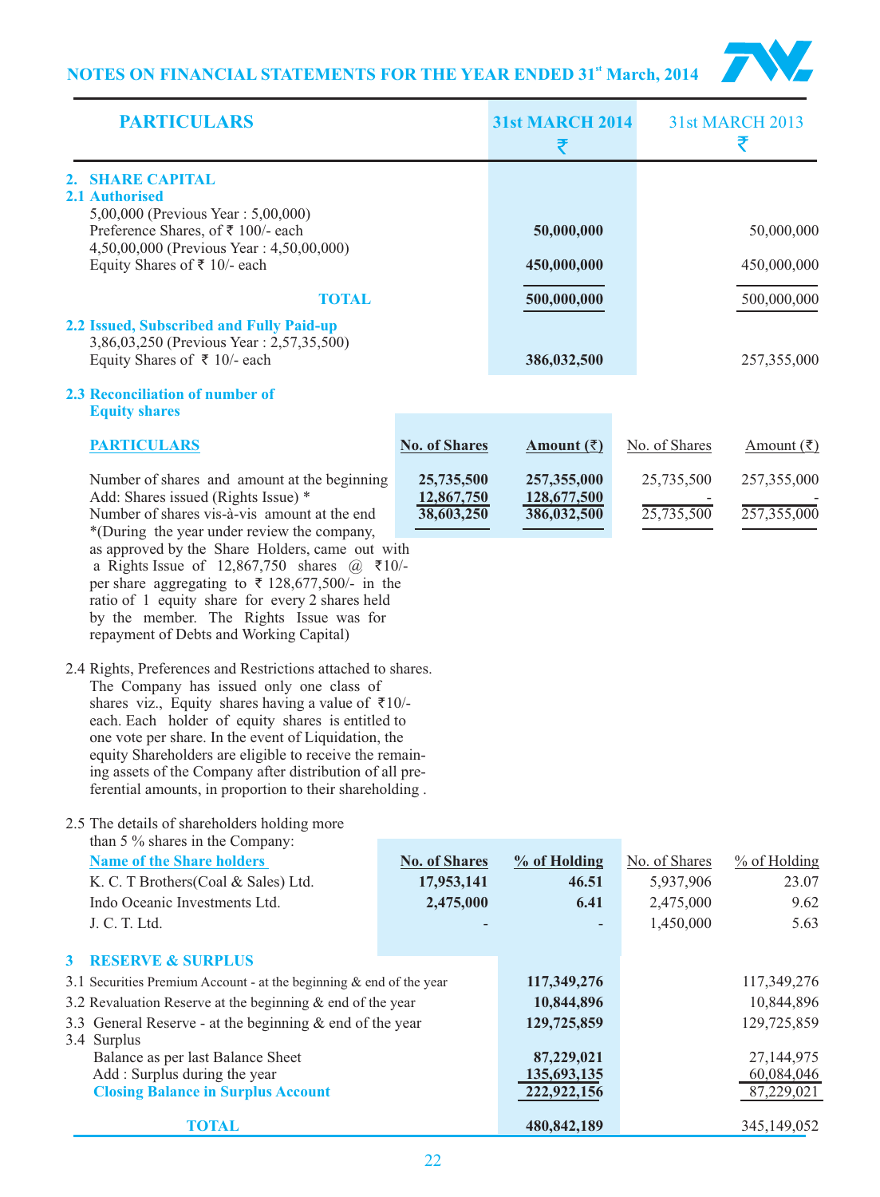## NOTES ON FINANCIAL STATEMENTS FOR THE YEAR ENDED 31st March, 2014

| PARTICULARS | 31st MARCH 2014 ₹ | 31st MARCH 2013 ₹ |
|---|---|---|
| **2. SHARE CAPITAL** | | |
| **2.1 Authorised** | | |
| 5,00,000 (Previous Year : 5,00,000) Preference Shares, of ₹ 100/- each | **50,000,000** | 50,000,000 |
| 4,50,00,000 (Previous Year : 4,50,00,000) Equity Shares of ₹ 10/- each | **450,000,000** | 450,000,000 |
| **TOTAL** | **500,000,000** | 500,000,000 |
| **2.2 Issued, Subscribed and Fully Paid-up** | | |
| 3,86,03,250 (Previous Year : 2,57,35,500) Equity Shares of ₹ 10/- each | **386,032,500** | 257,355,000 |

**2.3 Reconciliation of number of Equity shares**

| PARTICULARS | No. of Shares | Amount (₹) | No. of Shares | Amount (₹) |
|---|---|---|---|---|
| Number of shares and amount at the beginning | **25,735,500** | **257,355,000** | 25,735,500 | 257,355,000 |
| Add: Shares issued (Rights Issue) * | **12,867,750** | **128,677,500** | - | - |
| Number of shares vis-à-vis amount at the end | **38,603,250** | **386,032,500** | 25,735,500 | 257,355,000 |

*(During the year under review the company, as approved by the Share Holders, came out with a Rights Issue of 12,867,750 shares @ ₹10/- per share aggregating to ₹ 128,677,500/- in the ratio of 1 equity share for every 2 shares held by the member. The Rights Issue was for repayment of Debts and Working Capital)

2.4 Rights, Preferences and Restrictions attached to shares.
The Company has issued only one class of shares viz., Equity shares having a value of ₹10/- each. Each holder of equity shares is entitled to one vote per share. In the event of Liquidation, the equity Shareholders are eligible to receive the remaining assets of the Company after distribution of all preferential amounts, in proportion to their shareholding .

2.5 The details of shareholders holding more than 5 % shares in the Company:

| Name of the Share holders | No. of Shares | % of Holding | No. of Shares | % of Holding |
|---|---|---|---|---|
| K. C. T Brothers(Coal & Sales) Ltd. | **17,953,141** | **46.51** | 5,937,906 | 23.07 |
| Indo Oceanic Investments Ltd. | **2,475,000** | **6.41** | 2,475,000 | 9.62 |
| J. C. T. Ltd. | - | - | 1,450,000 | 5.63 |

| **3 RESERVE & SURPLUS** | 31st MARCH 2014 ₹ | 31st MARCH 2013 ₹ |
|---|---|---|
| 3.1 Securities Premium Account - at the beginning & end of the year | **117,349,276** | 117,349,276 |
| 3.2 Revaluation Reserve at the beginning & end of the year | **10,844,896** | 10,844,896 |
| 3.3 General Reserve - at the beginning & end of the year | **129,725,859** | 129,725,859 |
| 3.4 Surplus | | |
| Balance as per last Balance Sheet | **87,229,021** | 27,144,975 |
| Add : Surplus during the year | **135,693,135** | 60,084,046 |
| **Closing Balance in Surplus Account** | **222,922,156** | 87,229,021 |
| **TOTAL** | **480,842,189** | 345,149,052 |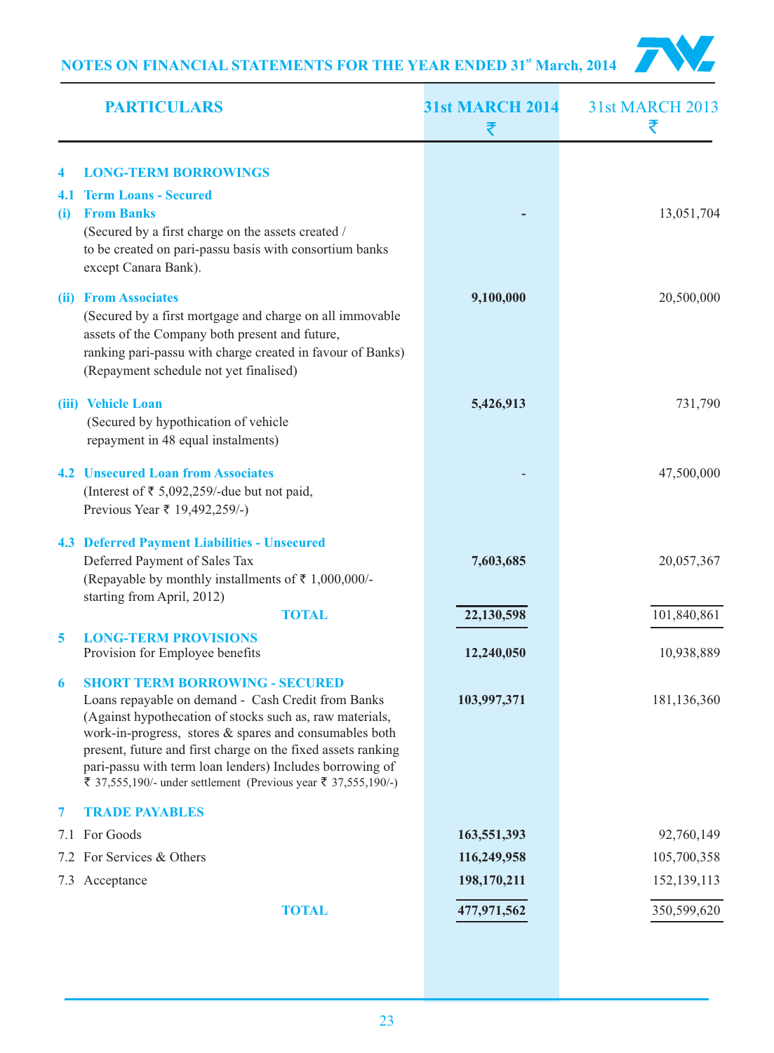## NOTES ON FINANCIAL STATEMENTS FOR THE YEAR ENDED 31st March, 2014

| PARTICULARS | 31st MARCH 2014 ₹ | 31st MARCH 2013 ₹ |
|---|---|---|
| **4 LONG-TERM BORROWINGS** | | |
| **4.1 Term Loans - Secured** | | |
| **(i) From Banks** (Secured by a first charge on the assets created / to be created on pari-passu basis with consortium banks except Canara Bank). | **-** | 13,051,704 |
| **(ii) From Associates** (Secured by a first mortgage and charge on all immovable assets of the Company both present and future, ranking pari-passu with charge created in favour of Banks) (Repayment schedule not yet finalised) | **9,100,000** | 20,500,000 |
| **(iii) Vehicle Loan** (Secured by hypothication of vehicle repayment in 48 equal instalments) | **5,426,913** | 731,790 |
| **4.2 Unsecured Loan from Associates** (Interest of ₹ 5,092,259/-due but not paid, Previous Year ₹ 19,492,259/-) | - | 47,500,000 |
| **4.3 Deferred Payment Liabilities - Unsecured** | | |
| Deferred Payment of Sales Tax (Repayable by monthly installments of ₹ 1,000,000/- starting from April, 2012) | **7,603,685** | 20,057,367 |
| **TOTAL** | **22,130,598** | 101,840,861 |
| **5 LONG-TERM PROVISIONS** | | |
| Provision for Employee benefits | **12,240,050** | 10,938,889 |
| **6 SHORT TERM BORROWING - SECURED** | | |
| Loans repayable on demand - Cash Credit from Banks (Against hypothecation of stocks such as, raw materials, work-in-progress, stores & spares and consumables both present, future and first charge on the fixed assets ranking pari-passu with term loan lenders) Includes borrowing of ₹ 37,555,190/- under settlement (Previous year ₹ 37,555,190/-) | **103,997,371** | 181,136,360 |
| **7 TRADE PAYABLES** | | |
| 7.1 For Goods | **163,551,393** | 92,760,149 |
| 7.2 For Services & Others | **116,249,958** | 105,700,358 |
| 7.3 Acceptance | **198,170,211** | 152,139,113 |
| **TOTAL** | **477,971,562** | 350,599,620 |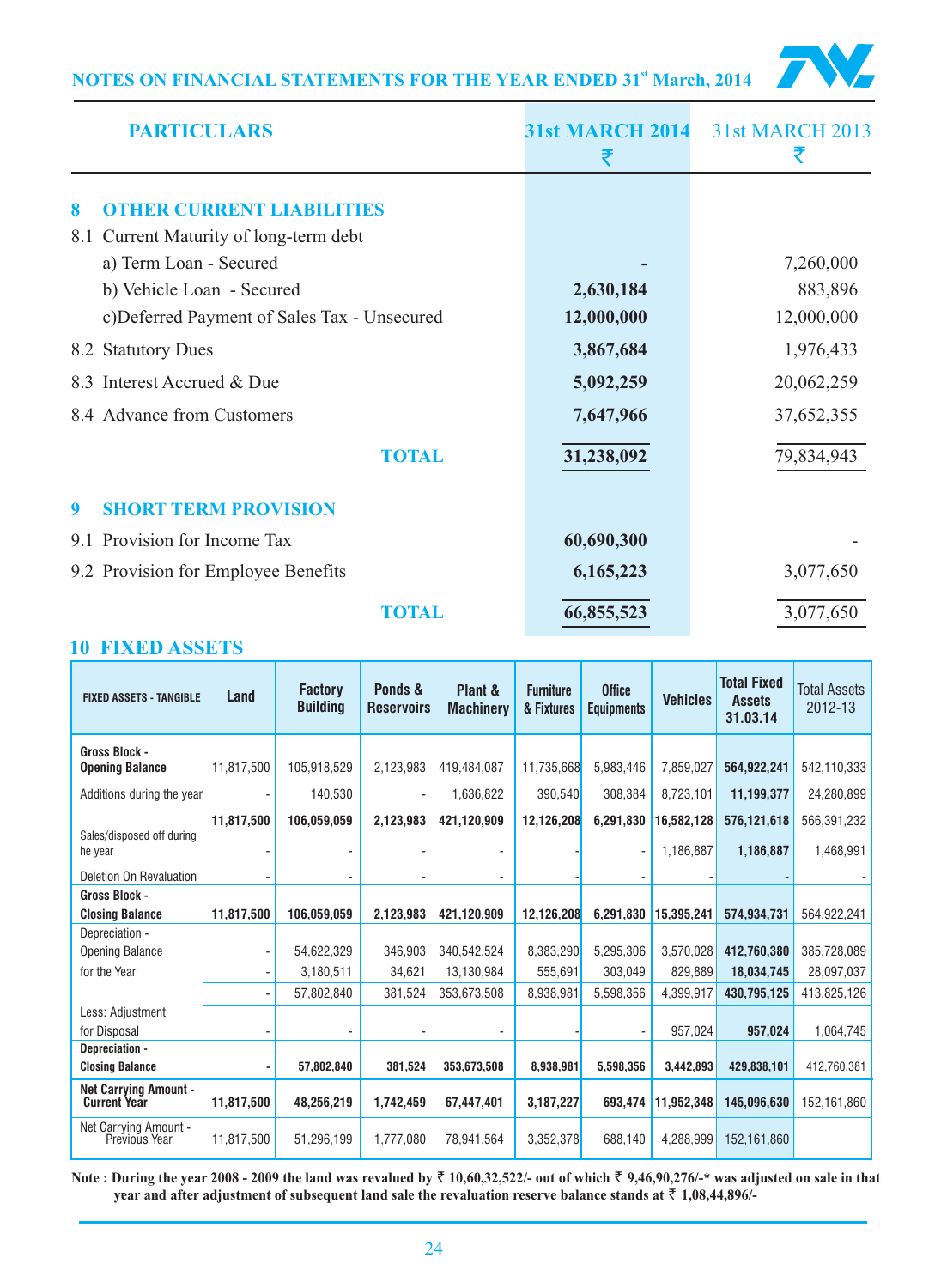## NOTES ON FINANCIAL STATEMENTS FOR THE YEAR ENDED 31st March, 2014

| PARTICULARS | 31st MARCH 2014 ₹ | 31st MARCH 2013 ₹ |
|---|---|---|
| **8 OTHER CURRENT LIABILITIES** | | |
| 8.1 Current Maturity of long-term debt | | |
| a) Term Loan - Secured | **-** | 7,260,000 |
| b) Vehicle Loan - Secured | **2,630,184** | 883,896 |
| c)Deferred Payment of Sales Tax - Unsecured | **12,000,000** | 12,000,000 |
| 8.2 Statutory Dues | **3,867,684** | 1,976,433 |
| 8.3 Interest Accrued & Due | **5,092,259** | 20,062,259 |
| 8.4 Advance from Customers | **7,647,966** | 37,652,355 |
| **TOTAL** | **31,238,092** | 79,834,943 |
| **9 SHORT TERM PROVISION** | | |
| 9.1 Provision for Income Tax | **60,690,300** | - |
| 9.2 Provision for Employee Benefits | **6,165,223** | 3,077,650 |
| **TOTAL** | **66,855,523** | 3,077,650 |

## 10 FIXED ASSETS

| FIXED ASSETS - TANGIBLE | Land | Factory Building | Ponds & Reservoirs | Plant & Machinery | Furniture & Fixtures | Office Equipments | Vehicles | Total Fixed Assets 31.03.14 | Total Assets 2012-13 |
|---|---|---|---|---|---|---|---|---|---|
| **Gross Block - Opening Balance** | 11,817,500 | 105,918,529 | 2,123,983 | 419,484,087 | 11,735,668 | 5,983,446 | 7,859,027 | **564,922,241** | 542,110,333 |
| Additions during the year | - | 140,530 | - | 1,636,822 | 390,540 | 308,384 | 8,723,101 | **11,199,377** | 24,280,899 |
| | **11,817,500** | **106,059,059** | **2,123,983** | **421,120,909** | **12,126,208** | **6,291,830** | **16,582,128** | **576,121,618** | 566,391,232 |
| Sales/disposed off during he year | - | - | - | - | - | - | 1,186,887 | **1,186,887** | 1,468,991 |
| Deletion On Revaluation | - | - | - | - | - | - | - | **-** | - |
| **Gross Block - Closing Balance** | **11,817,500** | **106,059,059** | **2,123,983** | **421,120,909** | **12,126,208** | **6,291,830** | **15,395,241** | **574,934,731** | 564,922,241 |
| Depreciation - Opening Balance | - | 54,622,329 | 346,903 | 340,542,524 | 8,383,290 | 5,295,306 | 3,570,028 | **412,760,380** | 385,728,089 |
| for the Year | - | 3,180,511 | 34,621 | 13,130,984 | 555,691 | 303,049 | 829,889 | **18,034,745** | 28,097,037 |
| | - | 57,802,840 | 381,524 | 353,673,508 | 8,938,981 | 5,598,356 | 4,399,917 | **430,795,125** | 413,825,126 |
| Less: Adjustment for Disposal | - | - | - | - | - | - | 957,024 | **957,024** | 1,064,745 |
| **Depreciation - Closing Balance** | **-** | **57,802,840** | **381,524** | **353,673,508** | **8,938,981** | **5,598,356** | **3,442,893** | **429,838,101** | 412,760,381 |
| **Net Carrying Amount - Current Year** | **11,817,500** | **48,256,219** | **1,742,459** | **67,447,401** | **3,187,227** | **693,474** | **11,952,348** | **145,096,630** | 152,161,860 |
| Net Carrying Amount - Previous Year | 11,817,500 | 51,296,199 | 1,777,080 | 78,941,564 | 3,352,378 | 688,140 | 4,288,999 | 152,161,860 | |

**Note : During the year 2008 - 2009 the land was revalued by ₹ 10,60,32,522/- out of which ₹ 9,46,90,276/-\* was adjusted on sale in that year and after adjustment of subsequent land sale the revaluation reserve balance stands at ₹ 1,08,44,896/-**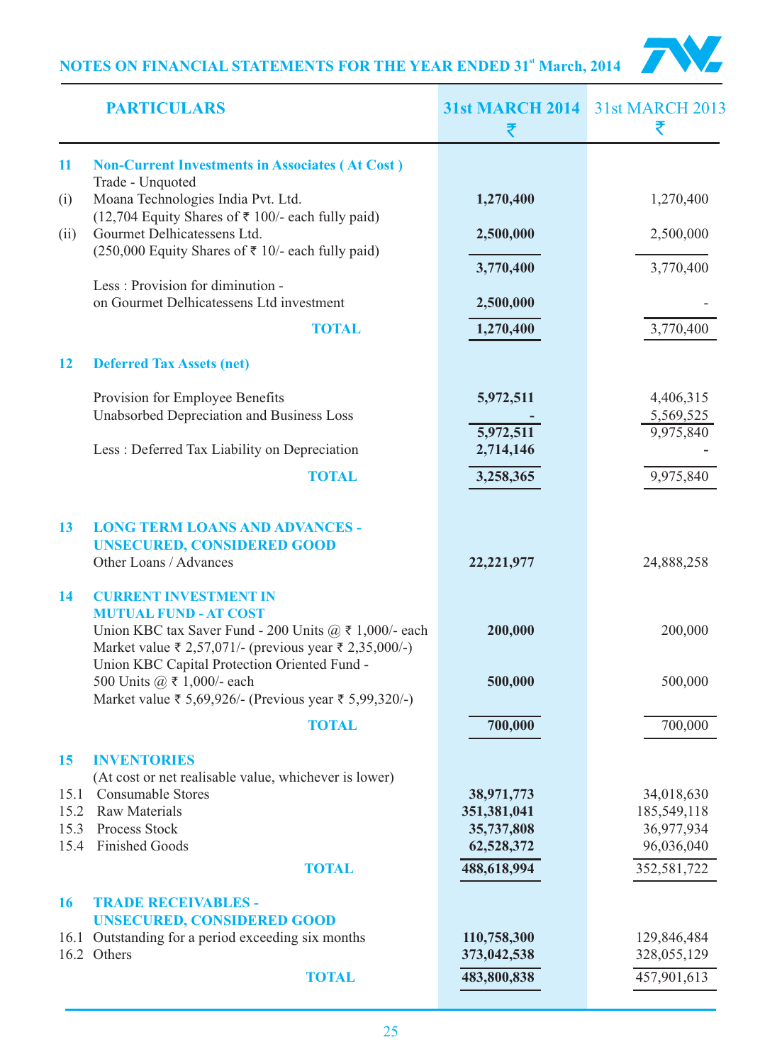## NOTES ON FINANCIAL STATEMENTS FOR THE YEAR ENDED 31st March, 2014

| | PARTICULARS | 31st MARCH 2014 ₹ | 31st MARCH 2013 ₹ |
|---|---|---|---|
| **11** | **Non-Current Investments in Associates ( At Cost )** | | |
| | Trade - Unquoted | | |
| (i) | Moana Technologies India Pvt. Ltd. (12,704 Equity Shares of ₹ 100/- each fully paid) | **1,270,400** | 1,270,400 |
| (ii) | Gourmet Delhicatessens Ltd. (250,000 Equity Shares of ₹ 10/- each fully paid) | **2,500,000** | 2,500,000 |
| | | **3,770,400** | 3,770,400 |
| | Less : Provision for diminution - on Gourmet Delhicatessens Ltd investment | **2,500,000** | - |
| | **TOTAL** | **1,270,400** | 3,770,400 |
| **12** | **Deferred Tax Assets (net)** | | |
| | Provision for Employee Benefits | **5,972,511** | 4,406,315 |
| | Unabsorbed Depreciation and Business Loss | **-** | 5,569,525 |
| | | **5,972,511** | 9,975,840 |
| | Less : Deferred Tax Liability on Depreciation | **2,714,146** | **-** |
| | **TOTAL** | **3,258,365** | 9,975,840 |
| **13** | **LONG TERM LOANS AND ADVANCES - UNSECURED, CONSIDERED GOOD** | | |
| | Other Loans / Advances | **22,221,977** | 24,888,258 |
| **14** | **CURRENT INVESTMENT IN MUTUAL FUND - AT COST** | | |
| | Union KBC tax Saver Fund - 200 Units @ ₹ 1,000/- each Market value ₹ 2,57,071/- (previous year ₹ 2,35,000/-) | **200,000** | 200,000 |
| | Union KBC Capital Protection Oriented Fund - 500 Units @ ₹ 1,000/- each Market value ₹ 5,69,926/- (Previous year ₹ 5,99,320/-) | **500,000** | 500,000 |
| | **TOTAL** | **700,000** | 700,000 |
| **15** | **INVENTORIES** | | |
| | (At cost or net realisable value, whichever is lower) | | |
| 15.1 | Consumable Stores | **38,971,773** | 34,018,630 |
| 15.2 | Raw Materials | **351,381,041** | 185,549,118 |
| 15.3 | Process Stock | **35,737,808** | 36,977,934 |
| 15.4 | Finished Goods | **62,528,372** | 96,036,040 |
| | **TOTAL** | **488,618,994** | 352,581,722 |
| **16** | **TRADE RECEIVABLES - UNSECURED, CONSIDERED GOOD** | | |
| 16.1 | Outstanding for a period exceeding six months | **110,758,300** | 129,846,484 |
| 16.2 | Others | **373,042,538** | 328,055,129 |
| | **TOTAL** | **483,800,838** | 457,901,613 |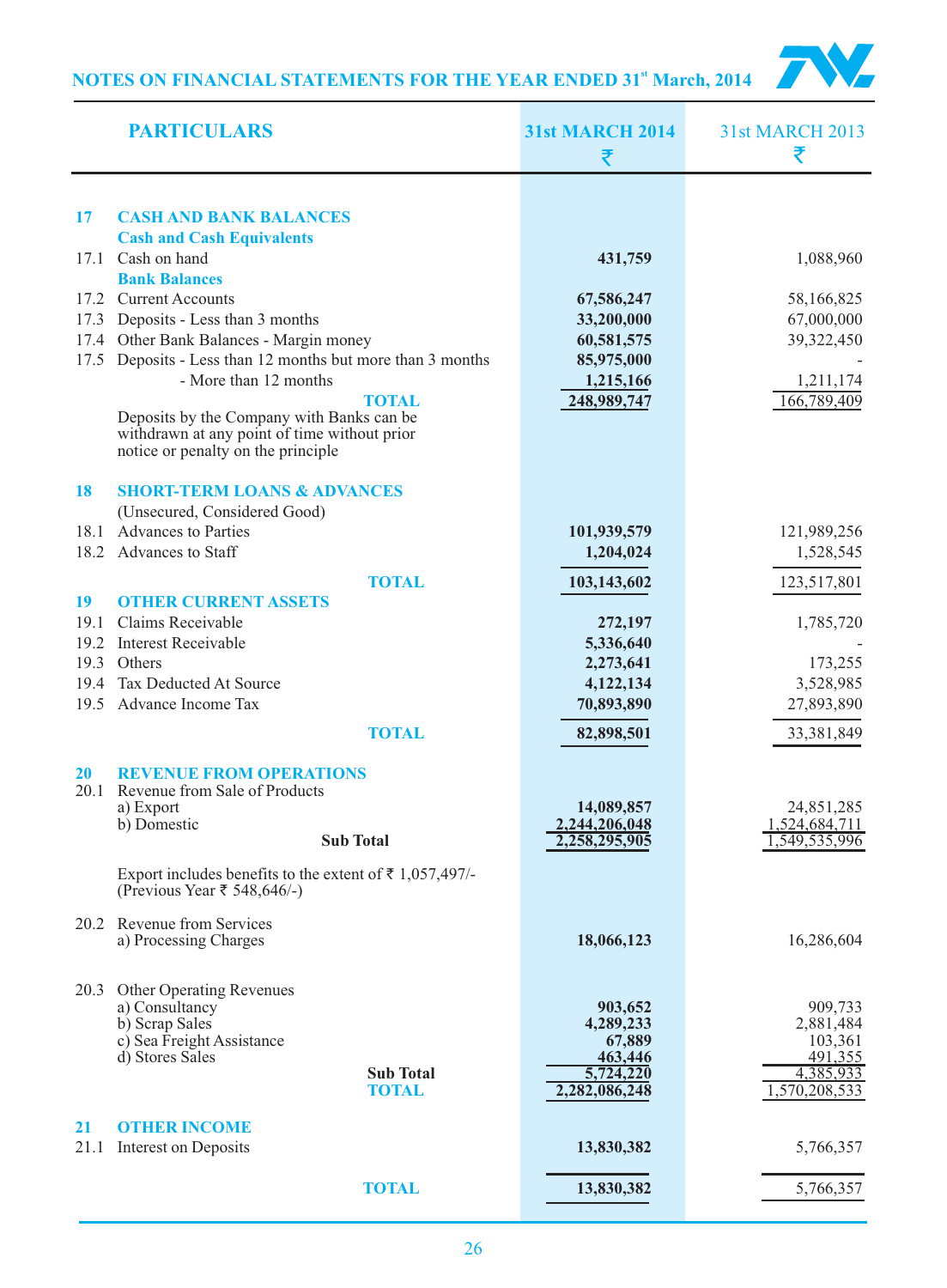## NOTES ON FINANCIAL STATEMENTS FOR THE YEAR ENDED 31st March, 2014

| | PARTICULARS | 31st MARCH 2014 ₹ | 31st MARCH 2013 ₹ |
|---|---|---|---|
| **17** | **CASH AND BANK BALANCES** | | |
| | **Cash and Cash Equivalents** | | |
| 17.1 | Cash on hand | **431,759** | 1,088,960 |
| | **Bank Balances** | | |
| 17.2 | Current Accounts | **67,586,247** | 58,166,825 |
| 17.3 | Deposits - Less than 3 months | **33,200,000** | 67,000,000 |
| 17.4 | Other Bank Balances - Margin money | **60,581,575** | 39,322,450 |
| 17.5 | Deposits - Less than 12 months but more than 3 months | **85,975,000** | - |
| | - More than 12 months | **1,215,166** | 1,211,174 |
| | **TOTAL** | **248,989,747** | 166,789,409 |
| | Deposits by the Company with Banks can be withdrawn at any point of time without prior notice or penalty on the principle | | |
| **18** | **SHORT-TERM LOANS & ADVANCES** | | |
| | (Unsecured, Considered Good) | | |
| 18.1 | Advances to Parties | **101,939,579** | 121,989,256 |
| 18.2 | Advances to Staff | **1,204,024** | 1,528,545 |
| | **TOTAL** | **103,143,602** | 123,517,801 |
| **19** | **OTHER CURRENT ASSETS** | | |
| 19.1 | Claims Receivable | **272,197** | 1,785,720 |
| 19.2 | Interest Receivable | **5,336,640** | - |
| 19.3 | Others | **2,273,641** | 173,255 |
| 19.4 | Tax Deducted At Source | **4,122,134** | 3,528,985 |
| 19.5 | Advance Income Tax | **70,893,890** | 27,893,890 |
| | **TOTAL** | **82,898,501** | 33,381,849 |
| **20** | **REVENUE FROM OPERATIONS** | | |
| 20.1 | Revenue from Sale of Products | | |
| | a) Export | **14,089,857** | 24,851,285 |
| | b) Domestic | **2,244,206,048** | 1,524,684,711 |
| | **Sub Total** | **2,258,295,905** | 1,549,535,996 |
| | Export includes benefits to the extent of ₹ 1,057,497/- (Previous Year ₹ 548,646/-) | | |
| 20.2 | Revenue from Services | | |
| | a) Processing Charges | **18,066,123** | 16,286,604 |
| 20.3 | Other Operating Revenues | | |
| | a) Consultancy | **903,652** | 909,733 |
| | b) Scrap Sales | **4,289,233** | 2,881,484 |
| | c) Sea Freight Assistance | **67,889** | 103,361 |
| | d) Stores Sales | **463,446** | 491,355 |
| | **Sub Total** | **5,724,220** | 4,385,933 |
| | **TOTAL** | **2,282,086,248** | 1,570,208,533 |
| **21** | **OTHER INCOME** | | |
| 21.1 | Interest on Deposits | **13,830,382** | 5,766,357 |
| | **TOTAL** | **13,830,382** | 5,766,357 |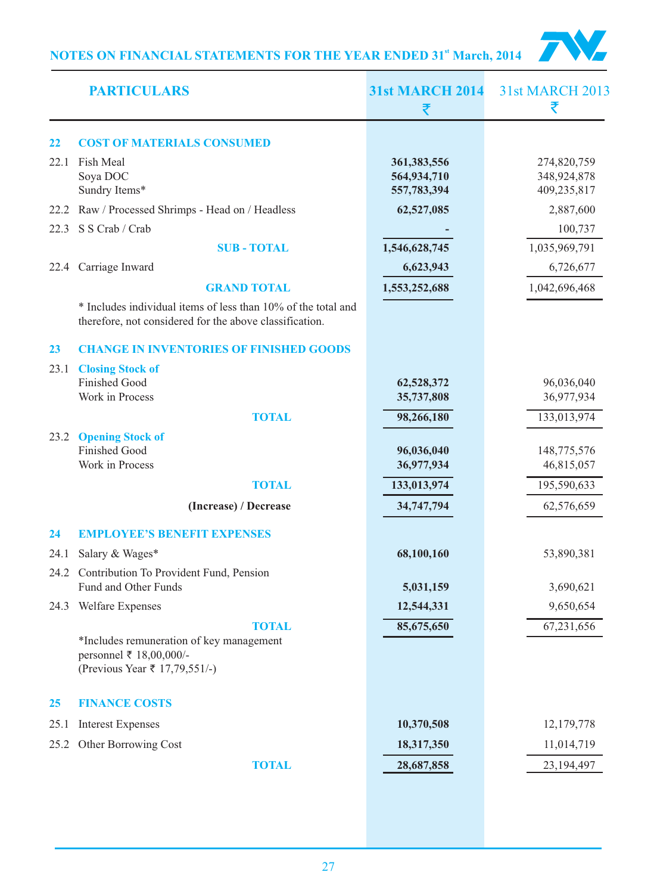## NOTES ON FINANCIAL STATEMENTS FOR THE YEAR ENDED 31st March, 2014

| | PARTICULARS | 31st MARCH 2014 ₹ | 31st MARCH 2013 ₹ |
|---|---|---|---|
| **22** | **COST OF MATERIALS CONSUMED** | | |
| 22.1 | Fish Meal | **361,383,556** | 274,820,759 |
| | Soya DOC | **564,934,710** | 348,924,878 |
| | Sundry Items* | **557,783,394** | 409,235,817 |
| 22.2 | Raw / Processed Shrimps - Head on / Headless | **62,527,085** | 2,887,600 |
| 22.3 | S S Crab / Crab | **-** | 100,737 |
| | **SUB - TOTAL** | **1,546,628,745** | 1,035,969,791 |
| 22.4 | Carriage Inward | **6,623,943** | 6,726,677 |
| | **GRAND TOTAL** | **1,553,252,688** | 1,042,696,468 |
| | * Includes individual items of less than 10% of the total and therefore, not considered for the above classification. | | |
| **23** | **CHANGE IN INVENTORIES OF FINISHED GOODS** | | |
| 23.1 | **Closing Stock of** | | |
| | Finished Good | **62,528,372** | 96,036,040 |
| | Work in Process | **35,737,808** | 36,977,934 |
| | **TOTAL** | **98,266,180** | 133,013,974 |
| 23.2 | **Opening Stock of** | | |
| | Finished Good | **96,036,040** | 148,775,576 |
| | Work in Process | **36,977,934** | 46,815,057 |
| | **TOTAL** | **133,013,974** | 195,590,633 |
| | **(Increase) / Decrease** | **34,747,794** | 62,576,659 |
| **24** | **EMPLOYEE'S BENEFIT EXPENSES** | | |
| 24.1 | Salary & Wages* | **68,100,160** | 53,890,381 |
| 24.2 | Contribution To Provident Fund, Pension Fund and Other Funds | **5,031,159** | 3,690,621 |
| 24.3 | Welfare Expenses | **12,544,331** | 9,650,654 |
| | **TOTAL** | **85,675,650** | 67,231,656 |
| | *Includes remuneration of key management personnel ₹ 18,00,000/- (Previous Year ₹ 17,79,551/-) | | |
| **25** | **FINANCE COSTS** | | |
| 25.1 | Interest Expenses | **10,370,508** | 12,179,778 |
| 25.2 | Other Borrowing Cost | **18,317,350** | 11,014,719 |
| | **TOTAL** | **28,687,858** | 23,194,497 |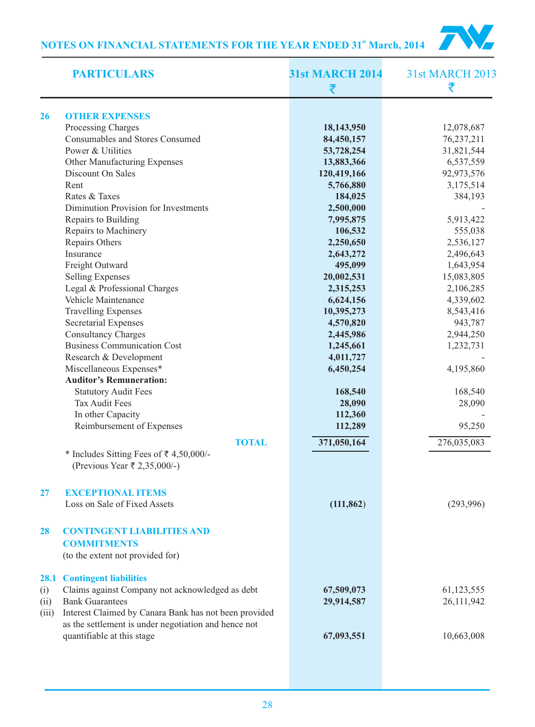## NOTES ON FINANCIAL STATEMENTS FOR THE YEAR ENDED 31st March, 2014

| | PARTICULARS | 31st MARCH 2014 ₹ | 31st MARCH 2013 ₹ |
|---|---|---|---|
| **26** | **OTHER EXPENSES** | | |
| | Processing Charges | **18,143,950** | 12,078,687 |
| | Consumables and Stores Consumed | **84,450,157** | 76,237,211 |
| | Power & Utilities | **53,728,254** | 31,821,544 |
| | Other Manufacturing Expenses | **13,883,366** | 6,537,559 |
| | Discount On Sales | **120,419,166** | 92,973,576 |
| | Rent | **5,766,880** | 3,175,514 |
| | Rates & Taxes | **184,025** | 384,193 |
| | Diminution Provision for Investments | **2,500,000** | - |
| | Repairs to Building | **7,995,875** | 5,913,422 |
| | Repairs to Machinery | **106,532** | 555,038 |
| | Repairs Others | **2,250,650** | 2,536,127 |
| | Insurance | **2,643,272** | 2,496,643 |
| | Freight Outward | **495,099** | 1,643,954 |
| | Selling Expenses | **20,002,531** | 15,083,805 |
| | Legal & Professional Charges | **2,315,253** | 2,106,285 |
| | Vehicle Maintenance | **6,624,156** | 4,339,602 |
| | Travelling Expenses | **10,395,273** | 8,543,416 |
| | Secretarial Expenses | **4,570,820** | 943,787 |
| | Consultancy Charges | **2,445,986** | 2,944,250 |
| | Business Communication Cost | **1,245,661** | 1,232,731 |
| | Research & Development | **4,011,727** | - |
| | Miscellaneous Expenses* | **6,450,254** | 4,195,860 |
| | **Auditor's Remuneration:** | | |
| | Statutory Audit Fees | **168,540** | 168,540 |
| | Tax Audit Fees | **28,090** | 28,090 |
| | In other Capacity | **112,360** | - |
| | Reimbursement of Expenses | **112,289** | 95,250 |
| | **TOTAL** | **371,050,164** | 276,035,083 |

\* Includes Sitting Fees of ₹ 4,50,000/- (Previous Year ₹ 2,35,000/-)

| | PARTICULARS | 31st MARCH 2014 ₹ | 31st MARCH 2013 ₹ |
|---|---|---|---|
| **27** | **EXCEPTIONAL ITEMS** | | |
| | Loss on Sale of Fixed Assets | **(111,862)** | (293,996) |
| **28** | **CONTINGENT LIABILITIES AND COMMITMENTS** (to the extent not provided for) | | |
| **28.1** | **Contingent liabilities** | | |
| (i) | Claims against Company not acknowledged as debt | **67,509,073** | 61,123,555 |
| (ii) | Bank Guarantees | **29,914,587** | 26,111,942 |
| (iii) | Interest Claimed by Canara Bank has not been provided as the settlement is under negotiation and hence not quantifiable at this stage | **67,093,551** | 10,663,008 |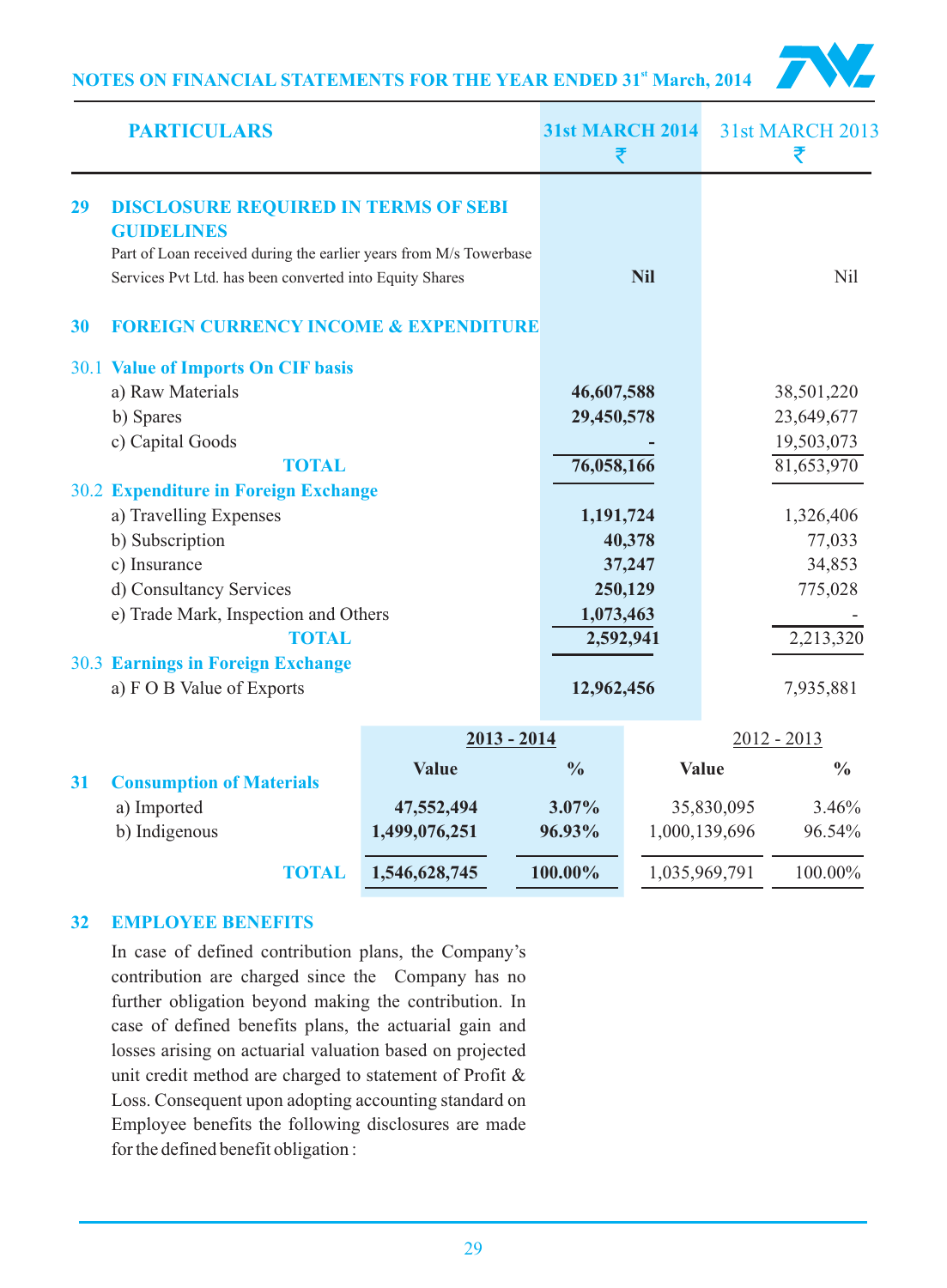## NOTES ON FINANCIAL STATEMENTS FOR THE YEAR ENDED 31st March, 2014

| | PARTICULARS | 31st MARCH 2014 ₹ | 31st MARCH 2013 ₹ |
|---|---|---|---|
| **29** | **DISCLOSURE REQUIRED IN TERMS OF SEBI GUIDELINES** | | |
| | Part of Loan received during the earlier years from M/s Towerbase Services Pvt Ltd. has been converted into Equity Shares | **Nil** | Nil |
| **30** | **FOREIGN CURRENCY INCOME & EXPENDITURE** | | |
| 30.1 | **Value of Imports On CIF basis** | | |
| | a) Raw Materials | **46,607,588** | 38,501,220 |
| | b) Spares | **29,450,578** | 23,649,677 |
| | c) Capital Goods | **-** | 19,503,073 |
| | **TOTAL** | **76,058,166** | 81,653,970 |
| 30.2 | **Expenditure in Foreign Exchange** | | |
| | a) Travelling Expenses | **1,191,724** | 1,326,406 |
| | b) Subscription | **40,378** | 77,033 |
| | c) Insurance | **37,247** | 34,853 |
| | d) Consultancy Services | **250,129** | 775,028 |
| | e) Trade Mark, Inspection and Others | **1,073,463** | - |
| | **TOTAL** | **2,592,941** | 2,213,320 |
| 30.3 | **Earnings in Foreign Exchange** | | |
| | a) F O B Value of Exports | **12,962,456** | 7,935,881 |

| | | 2013 - 2014 | | 2012 - 2013 | |
|---|---|---|---|---|---|
| | | Value | % | Value | % |
| **31** | **Consumption of Materials** | | | | |
| | a) Imported | **47,552,494** | **3.07%** | 35,830,095 | 3.46% |
| | b) Indigenous | **1,499,076,251** | **96.93%** | 1,000,139,696 | 96.54% |
| | **TOTAL** | **1,546,628,745** | **100.00%** | 1,035,969,791 | 100.00% |

### 32 EMPLOYEE BENEFITS

In case of defined contribution plans, the Company's contribution are charged since the Company has no further obligation beyond making the contribution. In case of defined benefits plans, the actuarial gain and losses arising on actuarial valuation based on projected unit credit method are charged to statement of Profit & Loss. Consequent upon adopting accounting standard on Employee benefits the following disclosures are made for the defined benefit obligation :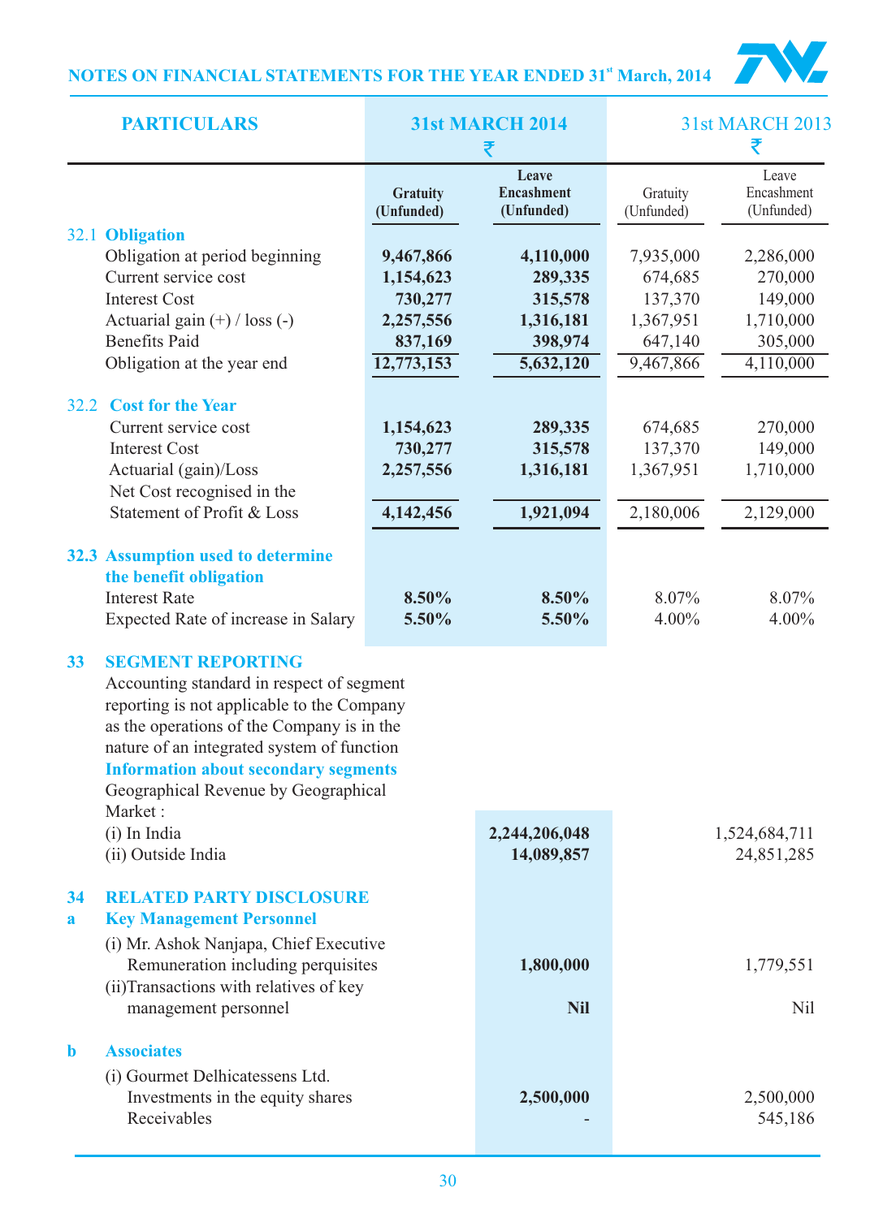## NOTES ON FINANCIAL STATEMENTS FOR THE YEAR ENDED 31st March, 2014

| PARTICULARS | 31st MARCH 2014 ₹ | | 31st MARCH 2013 ₹ | |
|---|---|---|---|---|
| | **Gratuity (Unfunded)** | **Leave Encashment (Unfunded)** | Gratuity (Unfunded) | Leave Encashment (Unfunded) |
| **32.1 Obligation** | | | | |
| Obligation at period beginning | **9,467,866** | **4,110,000** | 7,935,000 | 2,286,000 |
| Current service cost | **1,154,623** | **289,335** | 674,685 | 270,000 |
| Interest Cost | **730,277** | **315,578** | 137,370 | 149,000 |
| Actuarial gain (+) / loss (-) | **2,257,556** | **1,316,181** | 1,367,951 | 1,710,000 |
| Benefits Paid | **837,169** | **398,974** | 647,140 | 305,000 |
| Obligation at the year end | **12,773,153** | **5,632,120** | 9,467,866 | 4,110,000 |
| **32.2 Cost for the Year** | | | | |
| Current service cost | **1,154,623** | **289,335** | 674,685 | 270,000 |
| Interest Cost | **730,277** | **315,578** | 137,370 | 149,000 |
| Actuarial (gain)/Loss | **2,257,556** | **1,316,181** | 1,367,951 | 1,710,000 |
| Net Cost recognised in the Statement of Profit & Loss | **4,142,456** | **1,921,094** | 2,180,006 | 2,129,000 |
| **32.3 Assumption used to determine the benefit obligation** | | | | |
| Interest Rate | **8.50%** | **8.50%** | 8.07% | 8.07% |
| Expected Rate of increase in Salary | **5.50%** | **5.50%** | 4.00% | 4.00% |

### 33 SEGMENT REPORTING

Accounting standard in respect of segment reporting is not applicable to the Company as the operations of the Company is in the nature of an integrated system of function

**Information about secondary segments**

| Particulars | 31st MARCH 2014 ₹ | 31st MARCH 2013 ₹ |
|---|---|---|
| Geographical Revenue by Geographical Market : | | |
| (i) In India | **2,244,206,048** | 1,524,684,711 |
| (ii) Outside India | **14,089,857** | 24,851,285 |

### 34 RELATED PARTY DISCLOSURE

**a Key Management Personnel**

| Particulars | 31st MARCH 2014 ₹ | 31st MARCH 2013 ₹ |
|---|---|---|
| (i) Mr. Ashok Nanjapa, Chief Executive Remuneration including perquisites | **1,800,000** | 1,779,551 |
| (ii) Transactions with relatives of key management personnel | **Nil** | Nil |

**b Associates**

| Particulars | 31st MARCH 2014 ₹ | 31st MARCH 2013 ₹ |
|---|---|---|
| (i) Gourmet Delhicatessens Ltd. | | |
| Investments in the equity shares | **2,500,000** | 2,500,000 |
| Receivables | **-** | 545,186 |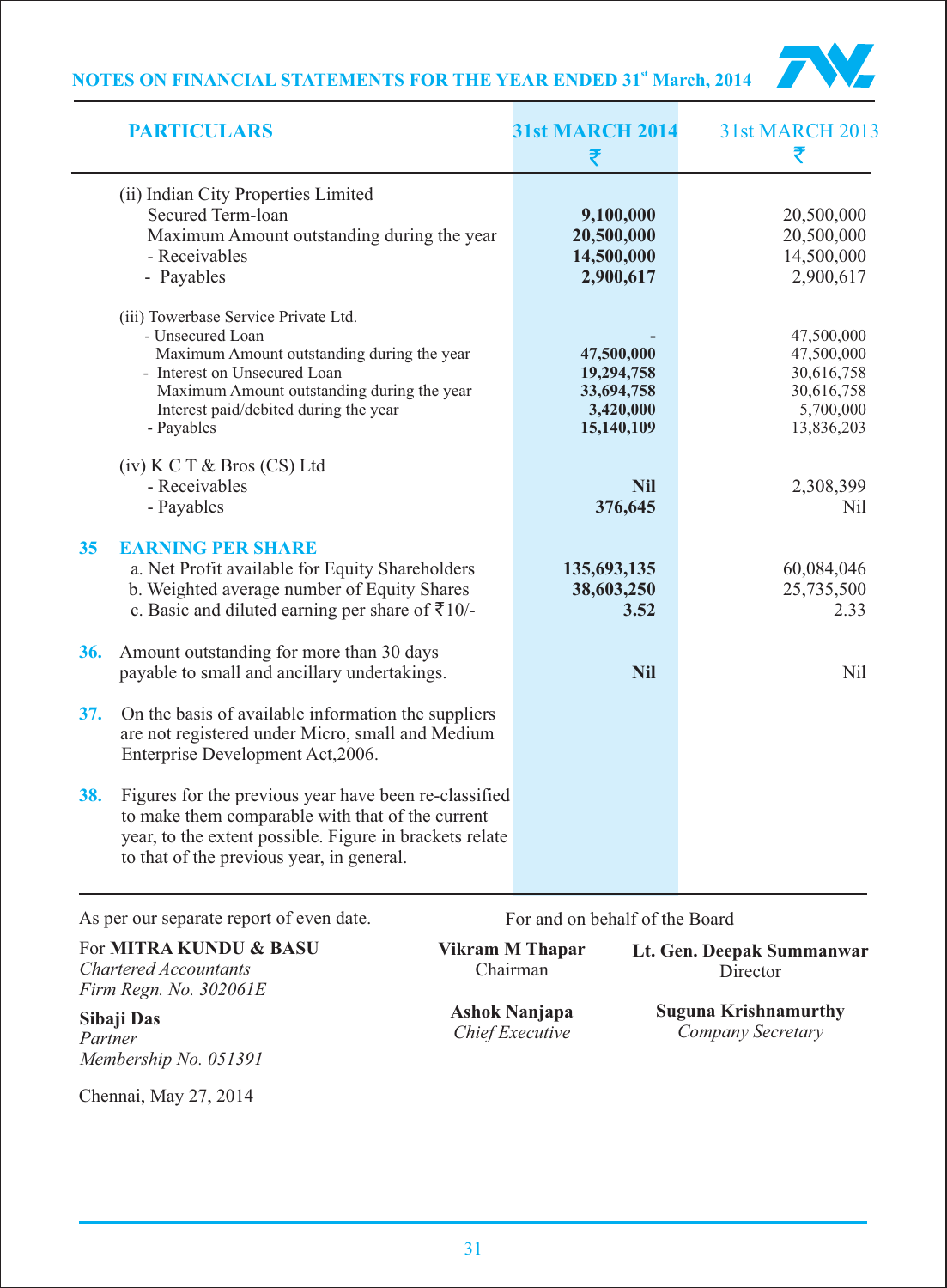## NOTES ON FINANCIAL STATEMENTS FOR THE YEAR ENDED 31st March, 2014

| PARTICULARS | 31st MARCH 2014 ₹ | 31st MARCH 2013 ₹ |
|---|---|---|
| (ii) Indian City Properties Limited | | |
| Secured Term-loan | **9,100,000** | 20,500,000 |
| Maximum Amount outstanding during the year | **20,500,000** | 20,500,000 |
| - Receivables | **14,500,000** | 14,500,000 |
| - Payables | **2,900,617** | 2,900,617 |
| (iii) Towerbase Service Private Ltd. | | |
| - Unsecured Loan | **-** | 47,500,000 |
| Maximum Amount outstanding during the year | **47,500,000** | 47,500,000 |
| - Interest on Unsecured Loan | **19,294,758** | 30,616,758 |
| Maximum Amount outstanding during the year | **33,694,758** | 30,616,758 |
| Interest paid/debited during the year | **3,420,000** | 5,700,000 |
| - Payables | **15,140,109** | 13,836,203 |
| (iv) K C T & Bros (CS) Ltd | | |
| - Receivables | **Nil** | 2,308,399 |
| - Payables | **376,645** | Nil |
| **35 EARNING PER SHARE** | | |
| a. Net Profit available for Equity Shareholders | **135,693,135** | 60,084,046 |
| b. Weighted average number of Equity Shares | **38,603,250** | 25,735,500 |
| c. Basic and diluted earning per share of ₹10/- | **3.52** | 2.33 |
| **36.** Amount outstanding for more than 30 days payable to small and ancillary undertakings. | **Nil** | Nil |

**37.** On the basis of available information the suppliers are not registered under Micro, small and Medium Enterprise Development Act,2006.

**38.** Figures for the previous year have been re-classified to make them comparable with that of the current year, to the extent possible. Figure in brackets relate to that of the previous year, in general.

As per our separate report of even date.

For **MITRA KUNDU & BASU**
*Chartered Accountants*
*Firm Regn. No. 302061E*

**Sibaji Das**
*Partner*
*Membership No. 051391*

Chennai, May 27, 2014

For and on behalf of the Board

**Vikram M Thapar**
Chairman

**Lt. Gen. Deepak Summanwar**
Director

**Ashok Nanjapa**
*Chief Executive*

**Suguna Krishnamurthy**
*Company Secretary*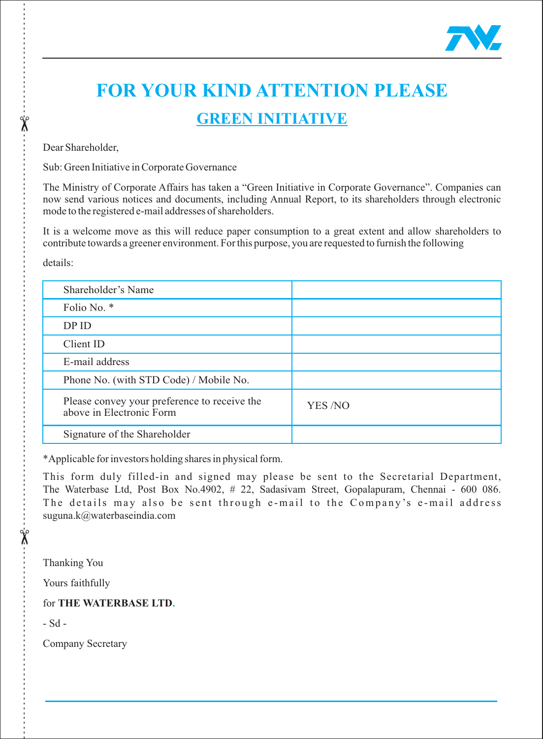# FOR YOUR KIND ATTENTION PLEASE

## GREEN INITIATIVE

Dear Shareholder,

Sub: Green Initiative in Corporate Governance

The Ministry of Corporate Affairs has taken a "Green Initiative in Corporate Governance". Companies can now send various notices and documents, including Annual Report, to its shareholders through electronic mode to the registered e-mail addresses of shareholders.

It is a welcome move as this will reduce paper consumption to a great extent and allow shareholders to contribute towards a greener environment. For this purpose, you are requested to furnish the following

details:

| | |
|---|---|
| Shareholder's Name | |
| Folio No. * | |
| DP ID | |
| Client ID | |
| E-mail address | |
| Phone No. (with STD Code) / Mobile No. | |
| Please convey your preference to receive the above in Electronic Form | YES /NO |
| Signature of the Shareholder | |

*Applicable for investors holding shares in physical form.

This form duly filled-in and signed may please be sent to the Secretarial Department, The Waterbase Ltd, Post Box No.4902, # 22, Sadasivam Street, Gopalapuram, Chennai - 600 086. The details may also be sent through e-mail to the Company's e-mail address suguna.k@waterbaseindia.com

Thanking You

Yours faithfully

for **THE WATERBASE LTD.**

- Sd -

Company Secretary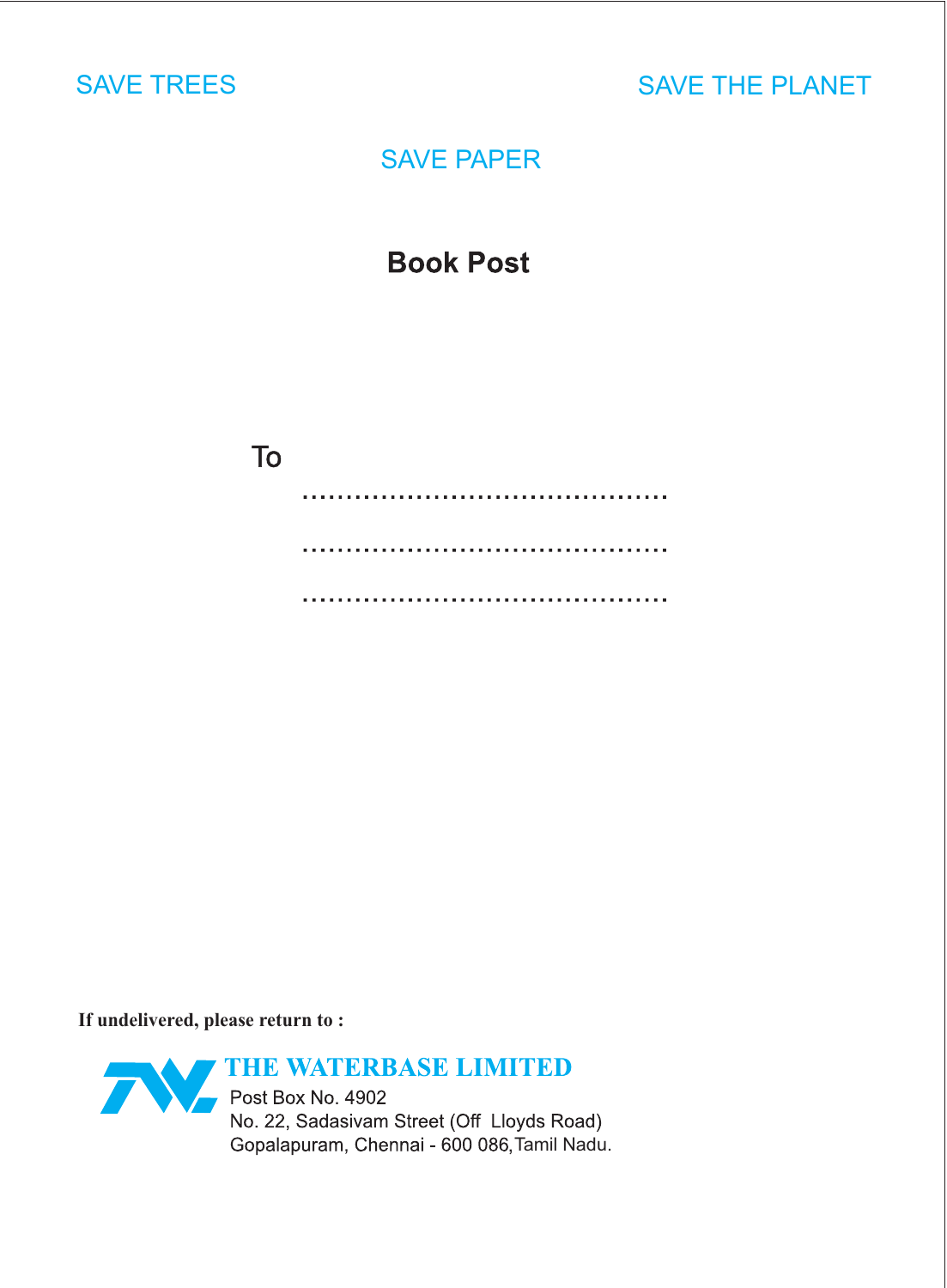SAVE TREES

SAVE THE PLANET

SAVE PAPER

**Book Post**

To

..........................................

..........................................

..........................................

**If undelivered, please return to :**

**THE WATERBASE LIMITED**

Post Box No. 4902

No. 22, Sadasivam Street (Off Lloyds Road)

Gopalapuram, Chennai - 600 086, Tamil Nadu.